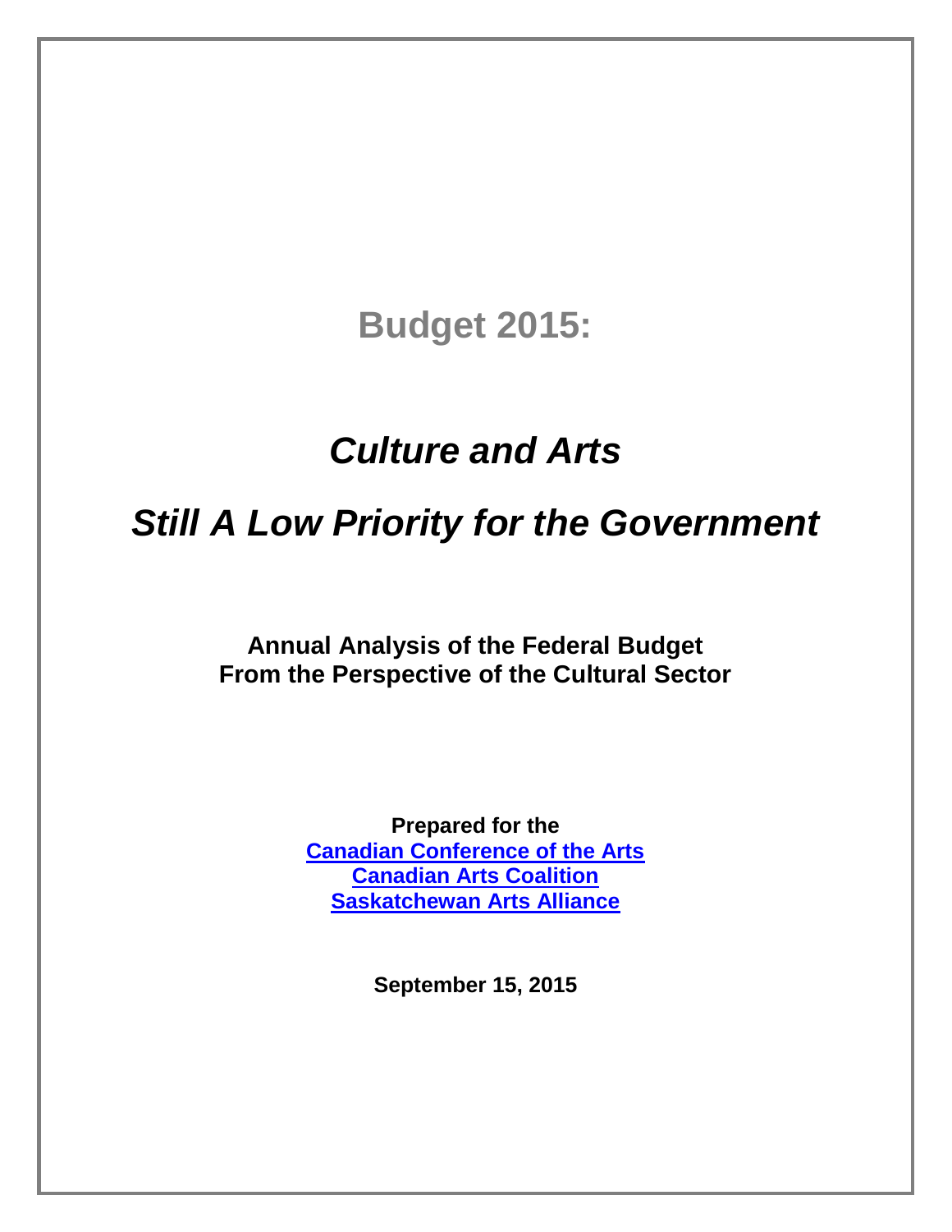# Budget 2015:

## *Culture and Arts*

## *Still A Low Priority for the Government*

**Annual Analysis of the Federal Budget**
**From the Perspective of the Cultural Sector**

**Prepared for the**
**Canadian Conference of the Arts**
**Canadian Arts Coalition**
**Saskatchewan Arts Alliance**

**September 15, 2015**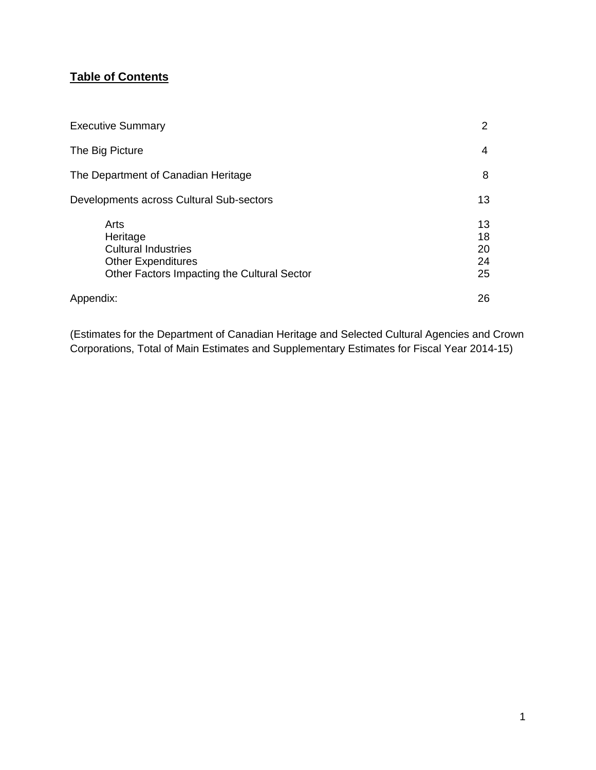## Table of Contents

| | |
|---|---|
| Executive Summary | 2 |
| The Big Picture | 4 |
| The Department of Canadian Heritage | 8 |
| Developments across Cultural Sub-sectors | 13 |
| Arts | 13 |
| Heritage | 18 |
| Cultural Industries | 20 |
| Other Expenditures | 24 |
| Other Factors Impacting the Cultural Sector | 25 |
| Appendix: | 26 |

(Estimates for the Department of Canadian Heritage and Selected Cultural Agencies and Crown Corporations, Total of Main Estimates and Supplementary Estimates for Fiscal Year 2014-15)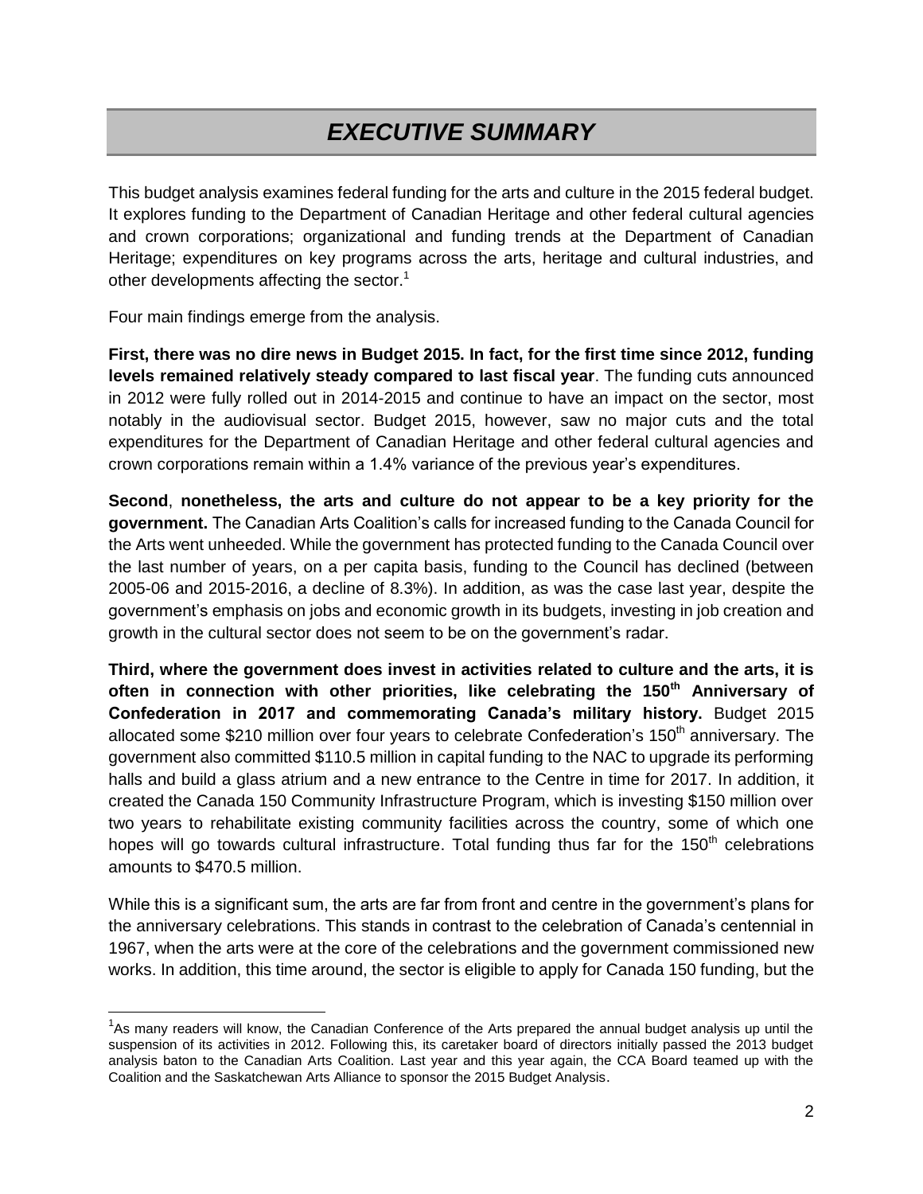# *EXECUTIVE SUMMARY*

This budget analysis examines federal funding for the arts and culture in the 2015 federal budget. It explores funding to the Department of Canadian Heritage and other federal cultural agencies and crown corporations; organizational and funding trends at the Department of Canadian Heritage; expenditures on key programs across the arts, heritage and cultural industries, and other developments affecting the sector.[1]

Four main findings emerge from the analysis.

**First, there was no dire news in Budget 2015. In fact, for the first time since 2012, funding levels remained relatively steady compared to last fiscal year**. The funding cuts announced in 2012 were fully rolled out in 2014-2015 and continue to have an impact on the sector, most notably in the audiovisual sector. Budget 2015, however, saw no major cuts and the total expenditures for the Department of Canadian Heritage and other federal cultural agencies and crown corporations remain within a 1.4% variance of the previous year's expenditures.

**Second**, **nonetheless, the arts and culture do not appear to be a key priority for the government.** The Canadian Arts Coalition's calls for increased funding to the Canada Council for the Arts went unheeded. While the government has protected funding to the Canada Council over the last number of years, on a per capita basis, funding to the Council has declined (between 2005-06 and 2015-2016, a decline of 8.3%). In addition, as was the case last year, despite the government's emphasis on jobs and economic growth in its budgets, investing in job creation and growth in the cultural sector does not seem to be on the government's radar.

**Third, where the government does invest in activities related to culture and the arts, it is often in connection with other priorities, like celebrating the 150th Anniversary of Confederation in 2017 and commemorating Canada's military history.** Budget 2015 allocated some $210 million over four years to celebrate Confederation's 150th anniversary. The government also committed $110.5 million in capital funding to the NAC to upgrade its performing halls and build a glass atrium and a new entrance to the Centre in time for 2017. In addition, it created the Canada 150 Community Infrastructure Program, which is investing $150 million over two years to rehabilitate existing community facilities across the country, some of which one hopes will go towards cultural infrastructure. Total funding thus far for the 150th celebrations amounts to $470.5 million.

While this is a significant sum, the arts are far from front and centre in the government's plans for the anniversary celebrations. This stands in contrast to the celebration of Canada's centennial in 1967, when the arts were at the core of the celebrations and the government commissioned new works. In addition, this time around, the sector is eligible to apply for Canada 150 funding, but the

---

[1] As many readers will know, the Canadian Conference of the Arts prepared the annual budget analysis up until the suspension of its activities in 2012. Following this, its caretaker board of directors initially passed the 2013 budget analysis baton to the Canadian Arts Coalition. Last year and this year again, the CCA Board teamed up with the Coalition and the Saskatchewan Arts Alliance to sponsor the 2015 Budget Analysis.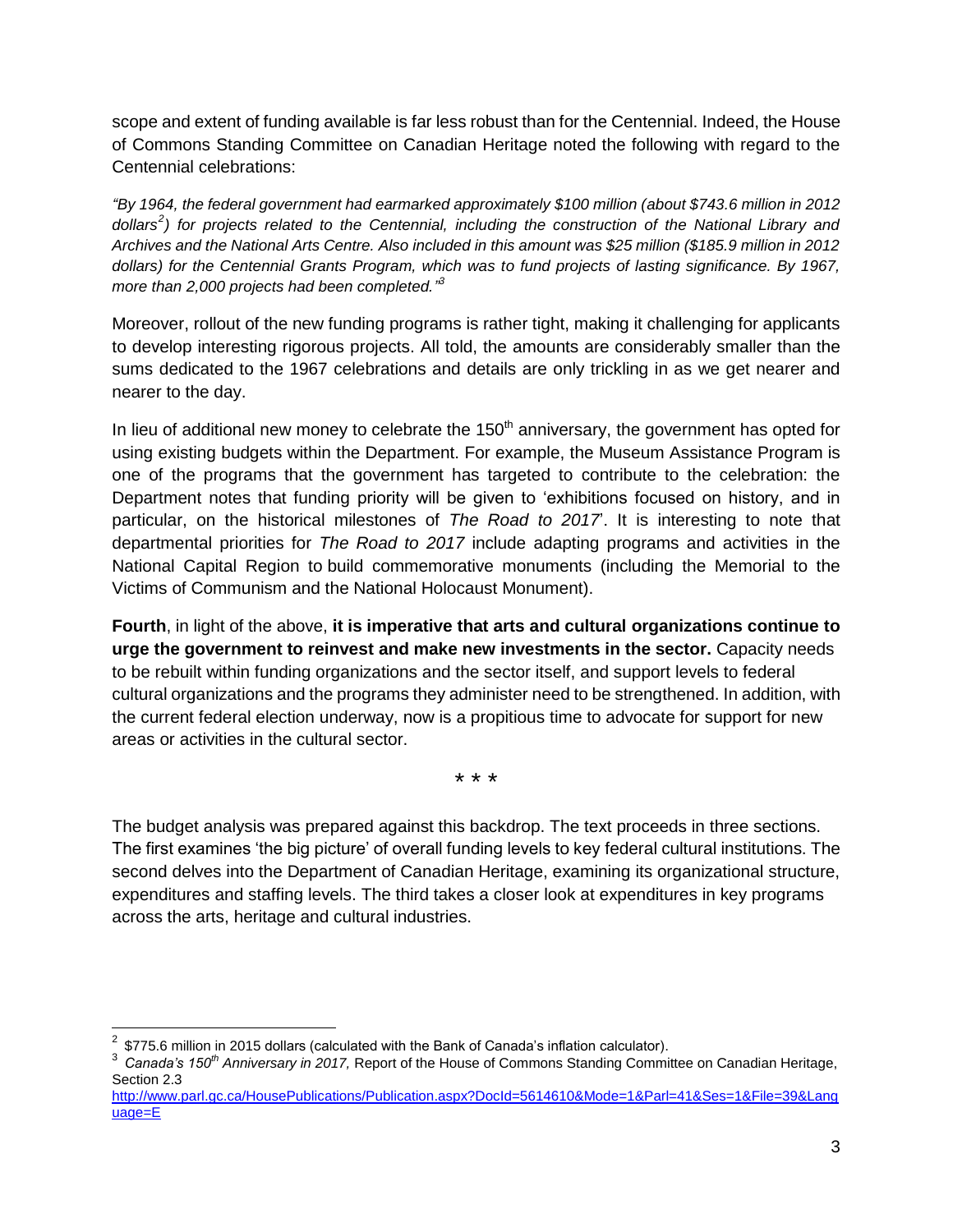scope and extent of funding available is far less robust than for the Centennial. Indeed, the House of Commons Standing Committee on Canadian Heritage noted the following with regard to the Centennial celebrations:

*"By 1964, the federal government had earmarked approximately $100 million (about $743.6 million in 2012 dollars[2]) for projects related to the Centennial, including the construction of the National Library and Archives and the National Arts Centre. Also included in this amount was $25 million ($185.9 million in 2012 dollars) for the Centennial Grants Program, which was to fund projects of lasting significance. By 1967, more than 2,000 projects had been completed."[3]*

Moreover, rollout of the new funding programs is rather tight, making it challenging for applicants to develop interesting rigorous projects. All told, the amounts are considerably smaller than the sums dedicated to the 1967 celebrations and details are only trickling in as we get nearer and nearer to the day.

In lieu of additional new money to celebrate the 150th anniversary, the government has opted for using existing budgets within the Department. For example, the Museum Assistance Program is one of the programs that the government has targeted to contribute to the celebration: the Department notes that funding priority will be given to 'exhibitions focused on history, and in particular, on the historical milestones of *The Road to 2017*'. It is interesting to note that departmental priorities for *The Road to 2017* include adapting programs and activities in the National Capital Region to build commemorative monuments (including the Memorial to the Victims of Communism and the National Holocaust Monument).

**Fourth**, in light of the above, **it is imperative that arts and cultural organizations continue to urge the government to reinvest and make new investments in the sector.** Capacity needs to be rebuilt within funding organizations and the sector itself, and support levels to federal cultural organizations and the programs they administer need to be strengthened. In addition, with the current federal election underway, now is a propitious time to advocate for support for new areas or activities in the cultural sector.

\* \* \*

The budget analysis was prepared against this backdrop. The text proceeds in three sections. The first examines 'the big picture' of overall funding levels to key federal cultural institutions. The second delves into the Department of Canadian Heritage, examining its organizational structure, expenditures and staffing levels. The third takes a closer look at expenditures in key programs across the arts, heritage and cultural industries.

---

[2] $775.6 million in 2015 dollars (calculated with the Bank of Canada's inflation calculator).

[3] *Canada's 150th Anniversary in 2017,* Report of the House of Commons Standing Committee on Canadian Heritage, Section 2.3 http://www.parl.gc.ca/HousePublications/Publication.aspx?DocId=5614610&Mode=1&Parl=41&Ses=1&File=39&Language=E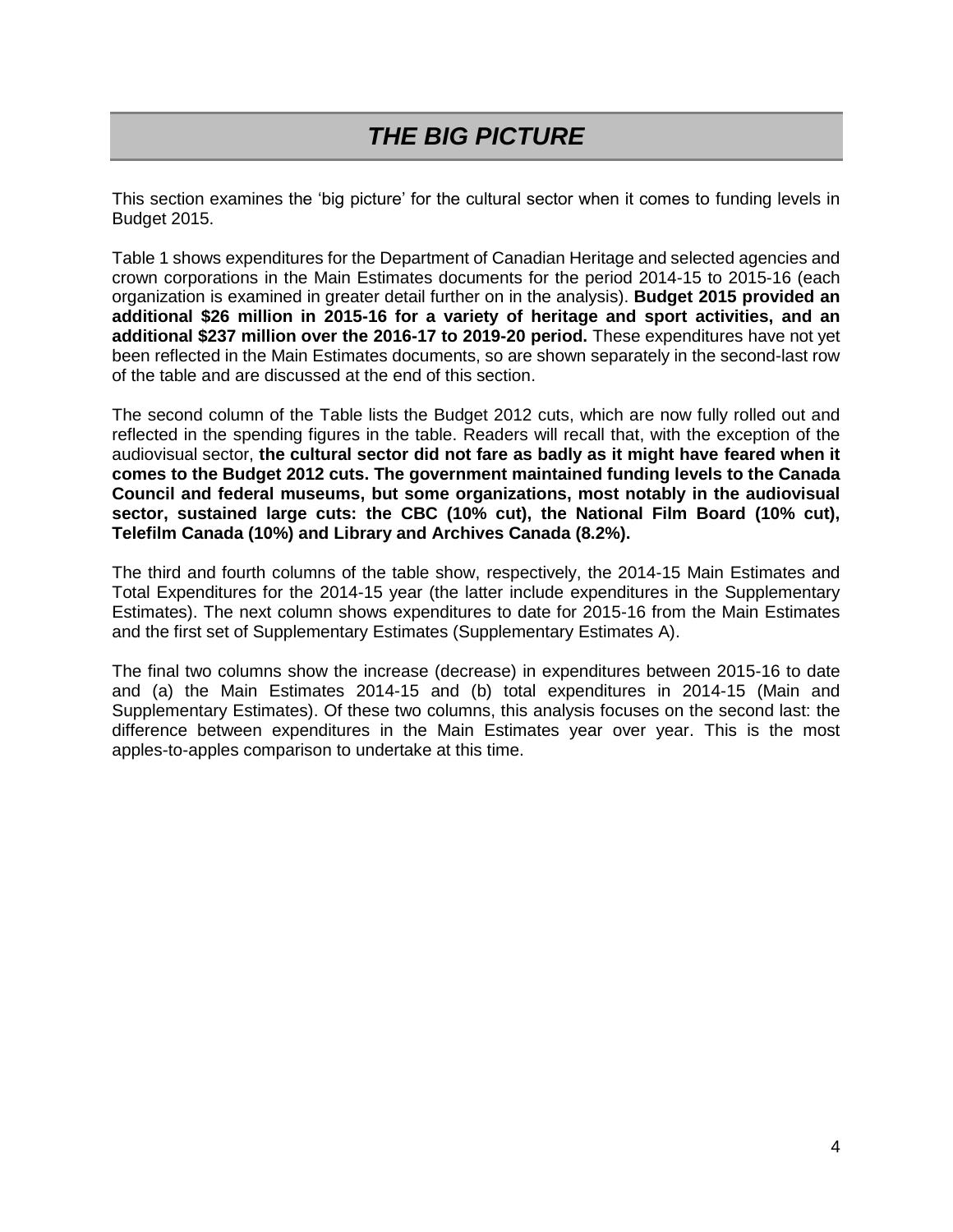# *THE BIG PICTURE*

This section examines the 'big picture' for the cultural sector when it comes to funding levels in Budget 2015.

Table 1 shows expenditures for the Department of Canadian Heritage and selected agencies and crown corporations in the Main Estimates documents for the period 2014-15 to 2015-16 (each organization is examined in greater detail further on in the analysis). **Budget 2015 provided an additional $26 million in 2015-16 for a variety of heritage and sport activities, and an additional $237 million over the 2016-17 to 2019-20 period.** These expenditures have not yet been reflected in the Main Estimates documents, so are shown separately in the second-last row of the table and are discussed at the end of this section.

The second column of the Table lists the Budget 2012 cuts, which are now fully rolled out and reflected in the spending figures in the table. Readers will recall that, with the exception of the audiovisual sector, **the cultural sector did not fare as badly as it might have feared when it comes to the Budget 2012 cuts. The government maintained funding levels to the Canada Council and federal museums, but some organizations, most notably in the audiovisual sector, sustained large cuts: the CBC (10% cut), the National Film Board (10% cut), Telefilm Canada (10%) and Library and Archives Canada (8.2%).**

The third and fourth columns of the table show, respectively, the 2014-15 Main Estimates and Total Expenditures for the 2014-15 year (the latter include expenditures in the Supplementary Estimates). The next column shows expenditures to date for 2015-16 from the Main Estimates and the first set of Supplementary Estimates (Supplementary Estimates A).

The final two columns show the increase (decrease) in expenditures between 2015-16 to date and (a) the Main Estimates 2014-15 and (b) total expenditures in 2014-15 (Main and Supplementary Estimates). Of these two columns, this analysis focuses on the second last: the difference between expenditures in the Main Estimates year over year. This is the most apples-to-apples comparison to undertake at this time.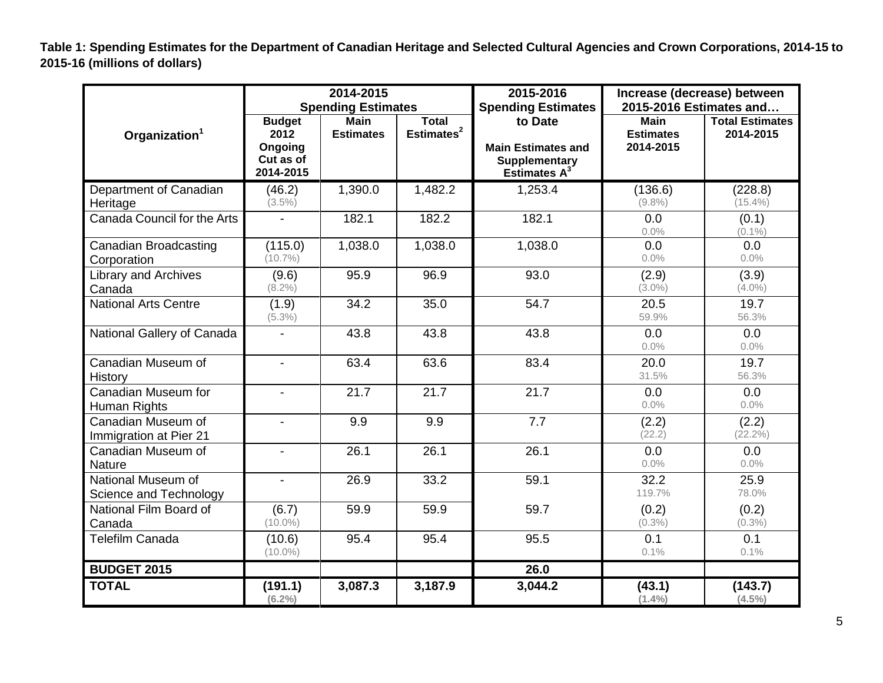**Table 1: Spending Estimates for the Department of Canadian Heritage and Selected Cultural Agencies and Crown Corporations, 2014-15 to 2015-16 (millions of dollars)**

| Organization[1] | 2014-2015 Spending Estimates | | | 2015-2016 Spending Estimates to Date | Increase (decrease) between 2015-2016 Estimates and… | |
|---|---|---|---|---|---|---|
| | Budget 2012 Ongoing Cut as of 2014-2015 | Main Estimates | Total Estimates[2] | Main Estimates and Supplementary Estimates A[3] | Main Estimates 2014-2015 | Total Estimates 2014-2015 |
| Department of Canadian Heritage | (46.2) (3.5%) | 1,390.0 | 1,482.2 | 1,253.4 | (136.6) (9.8%) | (228.8) (15.4%) |
| Canada Council for the Arts | - | 182.1 | 182.2 | 182.1 | 0.0 0.0% | (0.1) (0.1%) |
| Canadian Broadcasting Corporation | (115.0) (10.7%) | 1,038.0 | 1,038.0 | 1,038.0 | 0.0 0.0% | 0.0 0.0% |
| Library and Archives Canada | (9.6) (8.2%) | 95.9 | 96.9 | 93.0 | (2.9) (3.0%) | (3.9) (4.0%) |
| National Arts Centre | (1.9) (5.3%) | 34.2 | 35.0 | 54.7 | 20.5 59.9% | 19.7 56.3% |
| National Gallery of Canada | - | 43.8 | 43.8 | 43.8 | 0.0 0.0% | 0.0 0.0% |
| Canadian Museum of History | - | 63.4 | 63.6 | 83.4 | 20.0 31.5% | 19.7 56.3% |
| Canadian Museum for Human Rights | - | 21.7 | 21.7 | 21.7 | 0.0 0.0% | 0.0 0.0% |
| Canadian Museum of Immigration at Pier 21 | - | 9.9 | 9.9 | 7.7 | (2.2) (22.2) | (2.2) (22.2%) |
| Canadian Museum of Nature | - | 26.1 | 26.1 | 26.1 | 0.0 0.0% | 0.0 0.0% |
| National Museum of Science and Technology | - | 26.9 | 33.2 | 59.1 | 32.2 119.7% | 25.9 78.0% |
| National Film Board of Canada | (6.7) (10.0%) | 59.9 | 59.9 | 59.7 | (0.2) (0.3%) | (0.2) (0.3%) |
| Telefilm Canada | (10.6) (10.0%) | 95.4 | 95.4 | 95.5 | 0.1 0.1% | 0.1 0.1% |
| **BUDGET 2015** | | | | **26.0** | | |
| **TOTAL** | **(191.1) (6.2%)** | **3,087.3** | **3,187.9** | **3,044.2** | **(43.1) (1.4%)** | **(143.7) (4.5%)** |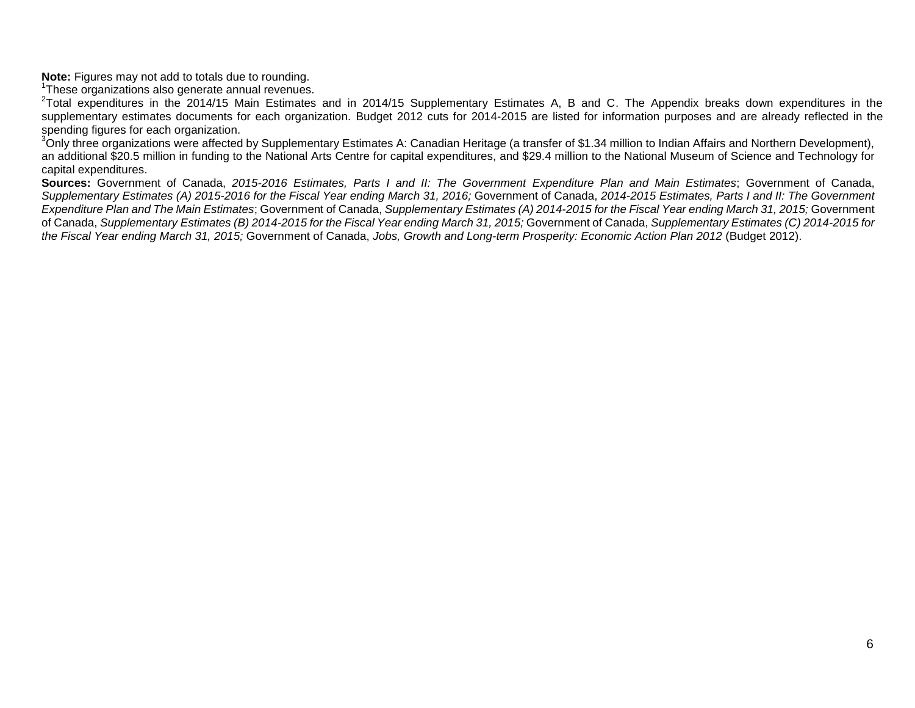**Note:** Figures may not add to totals due to rounding.

[1]These organizations also generate annual revenues.

[2]Total expenditures in the 2014/15 Main Estimates and in 2014/15 Supplementary Estimates A, B and C. The Appendix breaks down expenditures in the supplementary estimates documents for each organization. Budget 2012 cuts for 2014-2015 are listed for information purposes and are already reflected in the spending figures for each organization.

[3]Only three organizations were affected by Supplementary Estimates A: Canadian Heritage (a transfer of $1.34 million to Indian Affairs and Northern Development), an additional $20.5 million in funding to the National Arts Centre for capital expenditures, and $29.4 million to the National Museum of Science and Technology for capital expenditures.

**Sources:** Government of Canada, *2015-2016 Estimates, Parts I and II: The Government Expenditure Plan and Main Estimates*; Government of Canada, *Supplementary Estimates (A) 2015-2016 for the Fiscal Year ending March 31, 2016;* Government of Canada, *2014-2015 Estimates, Parts I and II: The Government Expenditure Plan and The Main Estimates*; Government of Canada, *Supplementary Estimates (A) 2014-2015 for the Fiscal Year ending March 31, 2015;* Government of Canada, *Supplementary Estimates (B) 2014-2015 for the Fiscal Year ending March 31, 2015;* Government of Canada, *Supplementary Estimates (C) 2014-2015 for the Fiscal Year ending March 31, 2015;* Government of Canada, *Jobs, Growth and Long-term Prosperity: Economic Action Plan 2012* (Budget 2012).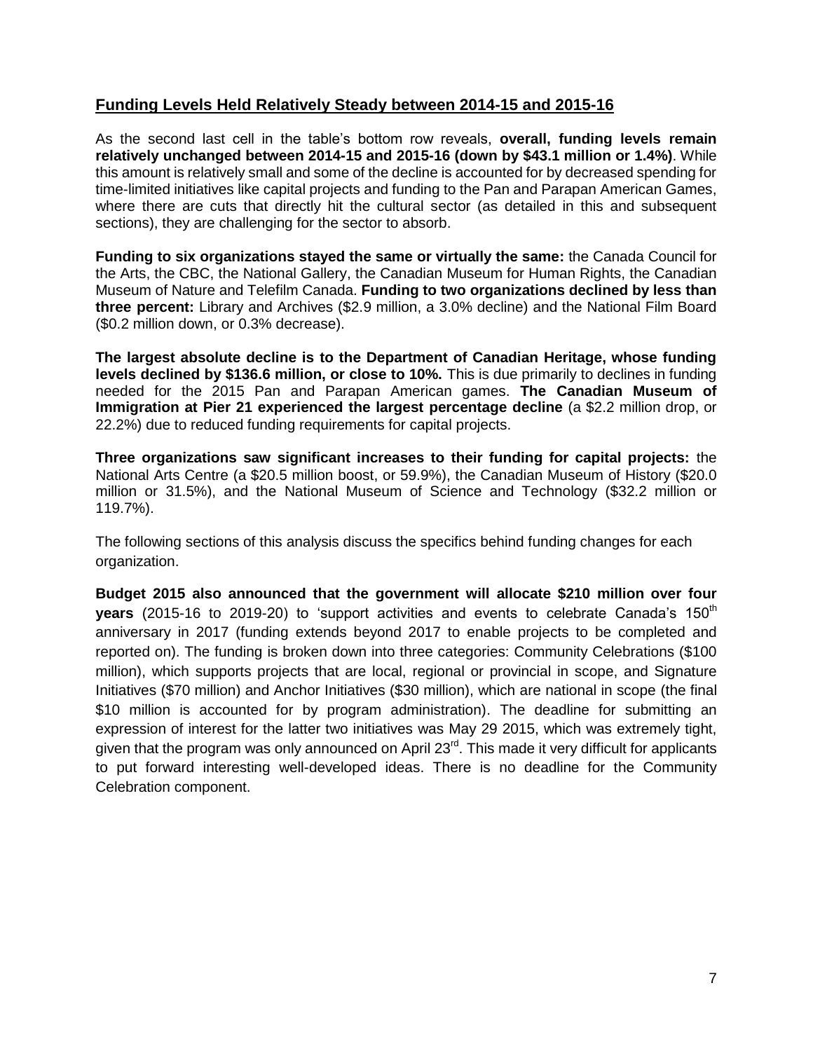## Funding Levels Held Relatively Steady between 2014-15 and 2015-16

As the second last cell in the table's bottom row reveals, **overall, funding levels remain relatively unchanged between 2014-15 and 2015-16 (down by $43.1 million or 1.4%)**. While this amount is relatively small and some of the decline is accounted for by decreased spending for time-limited initiatives like capital projects and funding to the Pan and Parapan American Games, where there are cuts that directly hit the cultural sector (as detailed in this and subsequent sections), they are challenging for the sector to absorb.

**Funding to six organizations stayed the same or virtually the same:** the Canada Council for the Arts, the CBC, the National Gallery, the Canadian Museum for Human Rights, the Canadian Museum of Nature and Telefilm Canada. **Funding to two organizations declined by less than three percent:** Library and Archives ($2.9 million, a 3.0% decline) and the National Film Board ($0.2 million down, or 0.3% decrease).

**The largest absolute decline is to the Department of Canadian Heritage, whose funding levels declined by $136.6 million, or close to 10%.** This is due primarily to declines in funding needed for the 2015 Pan and Parapan American games. **The Canadian Museum of Immigration at Pier 21 experienced the largest percentage decline** (a $2.2 million drop, or 22.2%) due to reduced funding requirements for capital projects.

**Three organizations saw significant increases to their funding for capital projects:** the National Arts Centre (a $20.5 million boost, or 59.9%), the Canadian Museum of History ($20.0 million or 31.5%), and the National Museum of Science and Technology ($32.2 million or 119.7%).

The following sections of this analysis discuss the specifics behind funding changes for each organization.

**Budget 2015 also announced that the government will allocate $210 million over four years** (2015-16 to 2019-20) to 'support activities and events to celebrate Canada's 150th anniversary in 2017 (funding extends beyond 2017 to enable projects to be completed and reported on). The funding is broken down into three categories: Community Celebrations ($100 million), which supports projects that are local, regional or provincial in scope, and Signature Initiatives ($70 million) and Anchor Initiatives ($30 million), which are national in scope (the final $10 million is accounted for by program administration). The deadline for submitting an expression of interest for the latter two initiatives was May 29 2015, which was extremely tight, given that the program was only announced on April 23rd. This made it very difficult for applicants to put forward interesting well-developed ideas. There is no deadline for the Community Celebration component.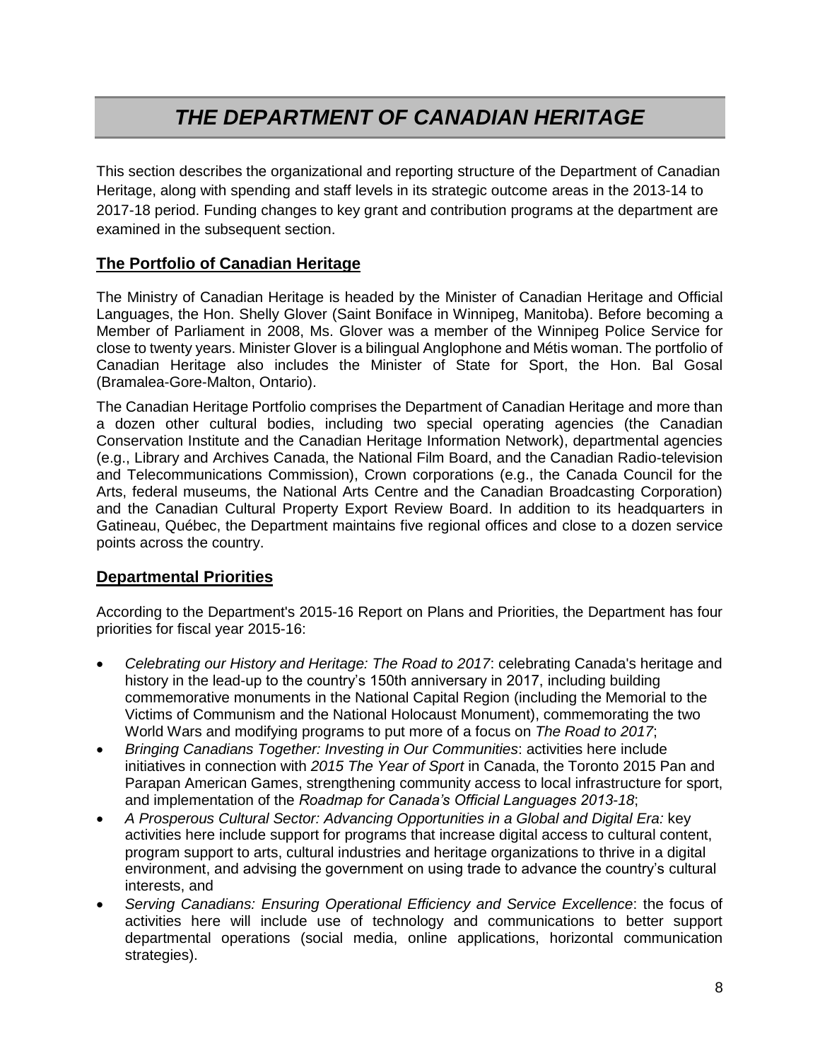# *THE DEPARTMENT OF CANADIAN HERITAGE*

This section describes the organizational and reporting structure of the Department of Canadian Heritage, along with spending and staff levels in its strategic outcome areas in the 2013-14 to 2017-18 period. Funding changes to key grant and contribution programs at the department are examined in the subsequent section.

## The Portfolio of Canadian Heritage

The Ministry of Canadian Heritage is headed by the Minister of Canadian Heritage and Official Languages, the Hon. Shelly Glover (Saint Boniface in Winnipeg, Manitoba). Before becoming a Member of Parliament in 2008, Ms. Glover was a member of the Winnipeg Police Service for close to twenty years. Minister Glover is a bilingual Anglophone and Métis woman. The portfolio of Canadian Heritage also includes the Minister of State for Sport, the Hon. Bal Gosal (Bramalea-Gore-Malton, Ontario).

The Canadian Heritage Portfolio comprises the Department of Canadian Heritage and more than a dozen other cultural bodies, including two special operating agencies (the Canadian Conservation Institute and the Canadian Heritage Information Network), departmental agencies (e.g., Library and Archives Canada, the National Film Board, and the Canadian Radio-television and Telecommunications Commission), Crown corporations (e.g., the Canada Council for the Arts, federal museums, the National Arts Centre and the Canadian Broadcasting Corporation) and the Canadian Cultural Property Export Review Board. In addition to its headquarters in Gatineau, Québec, the Department maintains five regional offices and close to a dozen service points across the country.

## Departmental Priorities

According to the Department's 2015-16 Report on Plans and Priorities, the Department has four priorities for fiscal year 2015-16:

- *Celebrating our History and Heritage: The Road to 2017*: celebrating Canada's heritage and history in the lead-up to the country's 150th anniversary in 2017, including building commemorative monuments in the National Capital Region (including the Memorial to the Victims of Communism and the National Holocaust Monument), commemorating the two World Wars and modifying programs to put more of a focus on *The Road to 2017*;
- *Bringing Canadians Together: Investing in Our Communities*: activities here include initiatives in connection with *2015 The Year of Sport* in Canada, the Toronto 2015 Pan and Parapan American Games, strengthening community access to local infrastructure for sport, and implementation of the *Roadmap for Canada's Official Languages 2013-18*;
- *A Prosperous Cultural Sector: Advancing Opportunities in a Global and Digital Era:* key activities here include support for programs that increase digital access to cultural content, program support to arts, cultural industries and heritage organizations to thrive in a digital environment, and advising the government on using trade to advance the country's cultural interests, and
- *Serving Canadians: Ensuring Operational Efficiency and Service Excellence*: the focus of activities here will include use of technology and communications to better support departmental operations (social media, online applications, horizontal communication strategies).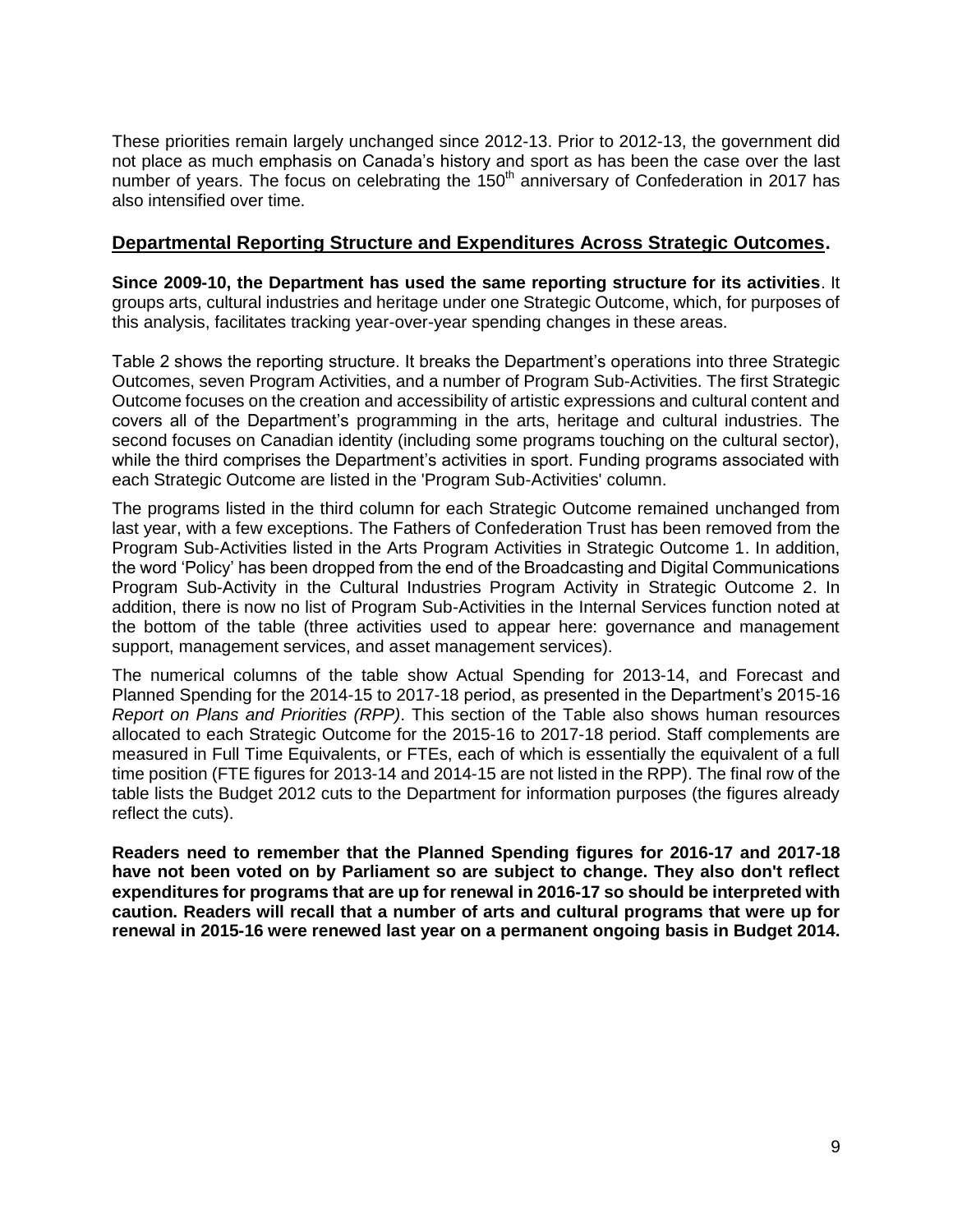These priorities remain largely unchanged since 2012-13. Prior to 2012-13, the government did not place as much emphasis on Canada's history and sport as has been the case over the last number of years. The focus on celebrating the 150th anniversary of Confederation in 2017 has also intensified over time.

## Departmental Reporting Structure and Expenditures Across Strategic Outcomes.

**Since 2009-10, the Department has used the same reporting structure for its activities**. It groups arts, cultural industries and heritage under one Strategic Outcome, which, for purposes of this analysis, facilitates tracking year-over-year spending changes in these areas.

Table 2 shows the reporting structure. It breaks the Department's operations into three Strategic Outcomes, seven Program Activities, and a number of Program Sub-Activities. The first Strategic Outcome focuses on the creation and accessibility of artistic expressions and cultural content and covers all of the Department's programming in the arts, heritage and cultural industries. The second focuses on Canadian identity (including some programs touching on the cultural sector), while the third comprises the Department's activities in sport. Funding programs associated with each Strategic Outcome are listed in the 'Program Sub-Activities' column.

The programs listed in the third column for each Strategic Outcome remained unchanged from last year, with a few exceptions. The Fathers of Confederation Trust has been removed from the Program Sub-Activities listed in the Arts Program Activities in Strategic Outcome 1. In addition, the word 'Policy' has been dropped from the end of the Broadcasting and Digital Communications Program Sub-Activity in the Cultural Industries Program Activity in Strategic Outcome 2. In addition, there is now no list of Program Sub-Activities in the Internal Services function noted at the bottom of the table (three activities used to appear here: governance and management support, management services, and asset management services).

The numerical columns of the table show Actual Spending for 2013-14, and Forecast and Planned Spending for the 2014-15 to 2017-18 period, as presented in the Department's 2015-16 *Report on Plans and Priorities (RPP)*. This section of the Table also shows human resources allocated to each Strategic Outcome for the 2015-16 to 2017-18 period. Staff complements are measured in Full Time Equivalents, or FTEs, each of which is essentially the equivalent of a full time position (FTE figures for 2013-14 and 2014-15 are not listed in the RPP). The final row of the table lists the Budget 2012 cuts to the Department for information purposes (the figures already reflect the cuts).

**Readers need to remember that the Planned Spending figures for 2016-17 and 2017-18 have not been voted on by Parliament so are subject to change. They also don't reflect expenditures for programs that are up for renewal in 2016-17 so should be interpreted with caution. Readers will recall that a number of arts and cultural programs that were up for renewal in 2015-16 were renewed last year on a permanent ongoing basis in Budget 2014.**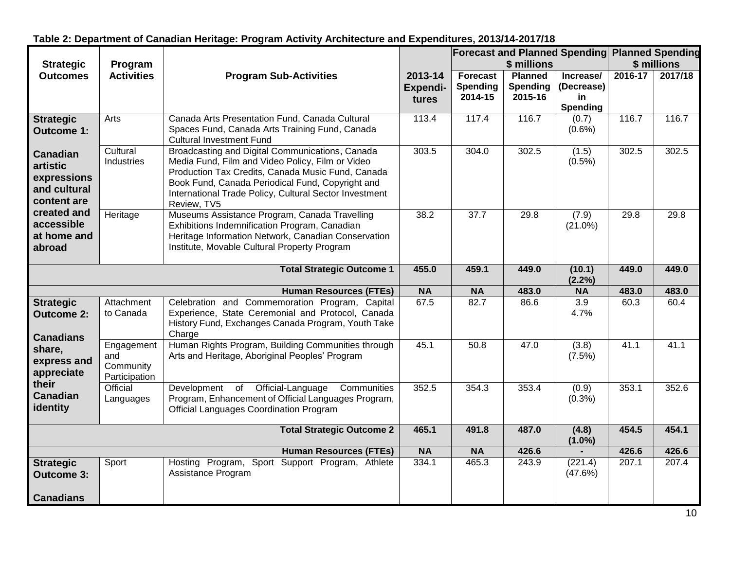**Table 2: Department of Canadian Heritage: Program Activity Architecture and Expenditures, 2013/14-2017/18**

| Strategic Outcomes | Program Activities | Program Sub-Activities | 2013-14 Expendi-tures | Forecast and Planned Spending $ millions | | | Planned Spending $ millions | |
|---|---|---|---|---|---|---|---|---|
| | | | | Forecast Spending 2014-15 | Planned Spending 2015-16 | Increase/ (Decrease) in Spending | 2016-17 | 2017/18 |
| **Strategic Outcome 1: Canadian artistic expressions and cultural content are created and accessible at home and abroad** | Arts | Canada Arts Presentation Fund, Canada Cultural Spaces Fund, Canada Arts Training Fund, Canada Cultural Investment Fund | 113.4 | 117.4 | 116.7 | (0.7) (0.6%) | 116.7 | 116.7 |
| | Cultural Industries | Broadcasting and Digital Communications, Canada Media Fund, Film and Video Policy, Film or Video Production Tax Credits, Canada Music Fund, Canada Book Fund, Canada Periodical Fund, Copyright and International Trade Policy, Cultural Sector Investment Review, TV5 | 303.5 | 304.0 | 302.5 | (1.5) (0.5%) | 302.5 | 302.5 |
| | Heritage | Museums Assistance Program, Canada Travelling Exhibitions Indemnification Program, Canadian Heritage Information Network, Canadian Conservation Institute, Movable Cultural Property Program | 38.2 | 37.7 | 29.8 | (7.9) (21.0%) | 29.8 | 29.8 |
| | | **Total Strategic Outcome 1** | **455.0** | **459.1** | **449.0** | **(10.1) (2.2%)** | **449.0** | **449.0** |
| | | **Human Resources (FTEs)** | **NA** | **NA** | **483.0** | **NA** | **483.0** | **483.0** |
| **Strategic Outcome 2: Canadians share, express and appreciate their Canadian identity** | Attachment to Canada | Celebration and Commemoration Program, Capital Experience, State Ceremonial and Protocol, Canada History Fund, Exchanges Canada Program, Youth Take Charge | 67.5 | 82.7 | 86.6 | 3.9 4.7% | 60.3 | 60.4 |
| | Engagement and Community Participation | Human Rights Program, Building Communities through Arts and Heritage, Aboriginal Peoples' Program | 45.1 | 50.8 | 47.0 | (3.8) (7.5%) | 41.1 | 41.1 |
| | Official Languages | Development of Official-Language Communities Program, Enhancement of Official Languages Program, Official Languages Coordination Program | 352.5 | 354.3 | 353.4 | (0.9) (0.3%) | 353.1 | 352.6 |
| | | **Total Strategic Outcome 2** | **465.1** | **491.8** | **487.0** | **(4.8) (1.0%)** | **454.5** | **454.1** |
| | | **Human Resources (FTEs)** | **NA** | **NA** | **426.6** | **-** | **426.6** | **426.6** |
| **Strategic Outcome 3: Canadians** | Sport | Hosting Program, Sport Support Program, Athlete Assistance Program | 334.1 | 465.3 | 243.9 | (221.4) (47.6%) | 207.1 | 207.4 |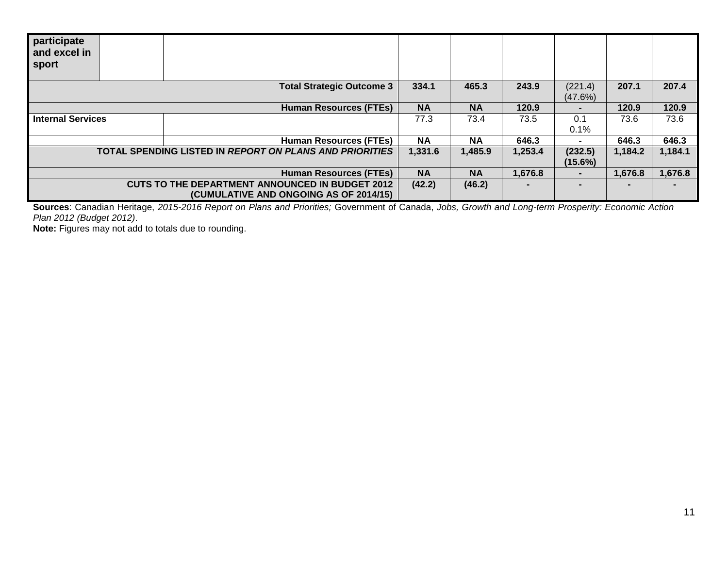| | | | | | | | | |
|---|---|---|---|---|---|---|---|---|
| **participate and excel in sport** | | | | | | | | |
| | | **Total Strategic Outcome 3** | **334.1** | **465.3** | **243.9** | (221.4) (47.6%) | **207.1** | **207.4** |
| | | **Human Resources (FTEs)** | **NA** | **NA** | **120.9** | **-** | **120.9** | **120.9** |
| **Internal Services** | | | 77.3 | 73.4 | 73.5 | 0.1 0.1% | 73.6 | 73.6 |
| | | **Human Resources (FTEs)** | **NA** | **NA** | **646.3** | **-** | **646.3** | **646.3** |
| | | **TOTAL SPENDING LISTED IN *REPORT ON PLANS AND PRIORITIES*** | **1,331.6** | **1,485.9** | **1,253.4** | **(232.5) (15.6%)** | **1,184.2** | **1,184.1** |
| | | **Human Resources (FTEs)** | **NA** | **NA** | **1,676.8** | **-** | **1,676.8** | **1,676.8** |
| | | **CUTS TO THE DEPARTMENT ANNOUNCED IN BUDGET 2012 (CUMULATIVE AND ONGOING AS OF 2014/15)** | **(42.2)** | **(46.2)** | **-** | **-** | **-** | **-** |

**Sources**: Canadian Heritage, *2015-2016 Report on Plans and Priorities;* Government of Canada, *Jobs, Growth and Long-term Prosperity: Economic Action Plan 2012 (Budget 2012)*.
**Note:** Figures may not add to totals due to rounding.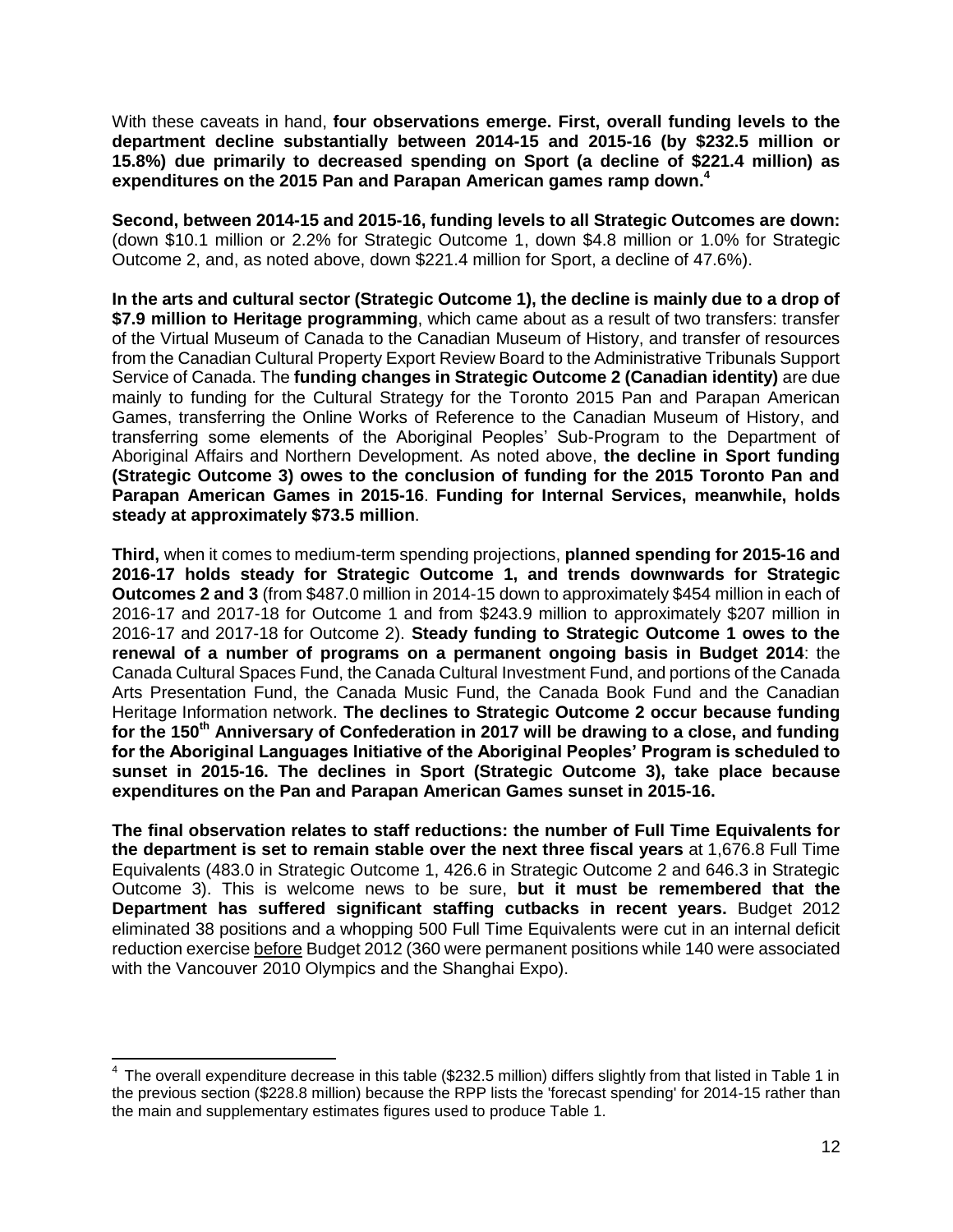With these caveats in hand, **four observations emerge. First, overall funding levels to the department decline substantially between 2014-15 and 2015-16 (by $232.5 million or 15.8%) due primarily to decreased spending on Sport (a decline of $221.4 million) as expenditures on the 2015 Pan and Parapan American games ramp down.**[4]

**Second, between 2014-15 and 2015-16, funding levels to all Strategic Outcomes are down:** (down $10.1 million or 2.2% for Strategic Outcome 1, down $4.8 million or 1.0% for Strategic Outcome 2, and, as noted above, down $221.4 million for Sport, a decline of 47.6%).

**In the arts and cultural sector (Strategic Outcome 1), the decline is mainly due to a drop of $7.9 million to Heritage programming**, which came about as a result of two transfers: transfer of the Virtual Museum of Canada to the Canadian Museum of History, and transfer of resources from the Canadian Cultural Property Export Review Board to the Administrative Tribunals Support Service of Canada. The **funding changes in Strategic Outcome 2 (Canadian identity)** are due mainly to funding for the Cultural Strategy for the Toronto 2015 Pan and Parapan American Games, transferring the Online Works of Reference to the Canadian Museum of History, and transferring some elements of the Aboriginal Peoples' Sub-Program to the Department of Aboriginal Affairs and Northern Development. As noted above, **the decline in Sport funding (Strategic Outcome 3) owes to the conclusion of funding for the 2015 Toronto Pan and Parapan American Games in 2015-16**. **Funding for Internal Services, meanwhile, holds steady at approximately $73.5 million**.

**Third,** when it comes to medium-term spending projections, **planned spending for 2015-16 and 2016-17 holds steady for Strategic Outcome 1, and trends downwards for Strategic Outcomes 2 and 3** (from $487.0 million in 2014-15 down to approximately $454 million in each of 2016-17 and 2017-18 for Outcome 1 and from $243.9 million to approximately $207 million in 2016-17 and 2017-18 for Outcome 2). **Steady funding to Strategic Outcome 1 owes to the renewal of a number of programs on a permanent ongoing basis in Budget 2014**: the Canada Cultural Spaces Fund, the Canada Cultural Investment Fund, and portions of the Canada Arts Presentation Fund, the Canada Music Fund, the Canada Book Fund and the Canadian Heritage Information network. **The declines to Strategic Outcome 2 occur because funding for the 150th Anniversary of Confederation in 2017 will be drawing to a close, and funding for the Aboriginal Languages Initiative of the Aboriginal Peoples' Program is scheduled to sunset in 2015-16. The declines in Sport (Strategic Outcome 3), take place because expenditures on the Pan and Parapan American Games sunset in 2015-16.**

**The final observation relates to staff reductions: the number of Full Time Equivalents for the department is set to remain stable over the next three fiscal years** at 1,676.8 Full Time Equivalents (483.0 in Strategic Outcome 1, 426.6 in Strategic Outcome 2 and 646.3 in Strategic Outcome 3). This is welcome news to be sure, **but it must be remembered that the Department has suffered significant staffing cutbacks in recent years.** Budget 2012 eliminated 38 positions and a whopping 500 Full Time Equivalents were cut in an internal deficit reduction exercise before Budget 2012 (360 were permanent positions while 140 were associated with the Vancouver 2010 Olympics and the Shanghai Expo).

---

[4] The overall expenditure decrease in this table ($232.5 million) differs slightly from that listed in Table 1 in the previous section ($228.8 million) because the RPP lists the 'forecast spending' for 2014-15 rather than the main and supplementary estimates figures used to produce Table 1.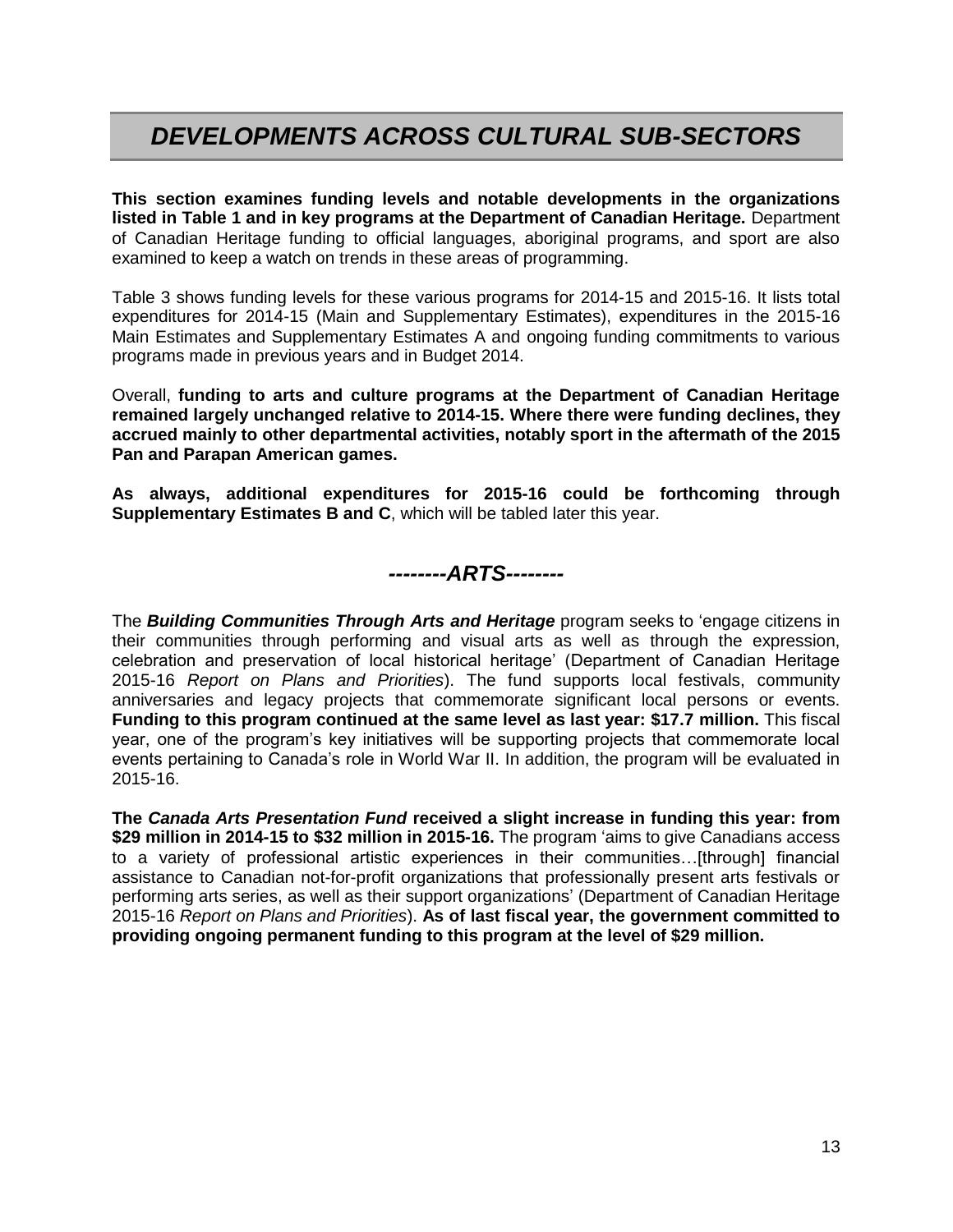# *DEVELOPMENTS ACROSS CULTURAL SUB-SECTORS*

**This section examines funding levels and notable developments in the organizations listed in Table 1 and in key programs at the Department of Canadian Heritage.** Department of Canadian Heritage funding to official languages, aboriginal programs, and sport are also examined to keep a watch on trends in these areas of programming.

Table 3 shows funding levels for these various programs for 2014-15 and 2015-16. It lists total expenditures for 2014-15 (Main and Supplementary Estimates), expenditures in the 2015-16 Main Estimates and Supplementary Estimates A and ongoing funding commitments to various programs made in previous years and in Budget 2014.

Overall, **funding to arts and culture programs at the Department of Canadian Heritage remained largely unchanged relative to 2014-15. Where there were funding declines, they accrued mainly to other departmental activities, notably sport in the aftermath of the 2015 Pan and Parapan American games.**

**As always, additional expenditures for 2015-16 could be forthcoming through Supplementary Estimates B and C**, which will be tabled later this year.

## *--------ARTS--------*

The ***Building Communities Through Arts and Heritage*** program seeks to 'engage citizens in their communities through performing and visual arts as well as through the expression, celebration and preservation of local historical heritage' (Department of Canadian Heritage 2015-16 *Report on Plans and Priorities*). The fund supports local festivals, community anniversaries and legacy projects that commemorate significant local persons or events. **Funding to this program continued at the same level as last year: $17.7 million.** This fiscal year, one of the program's key initiatives will be supporting projects that commemorate local events pertaining to Canada's role in World War II. In addition, the program will be evaluated in 2015-16.

**The *Canada Arts Presentation Fund* received a slight increase in funding this year: from $29 million in 2014-15 to $32 million in 2015-16.** The program 'aims to give Canadians access to a variety of professional artistic experiences in their communities…[through] financial assistance to Canadian not-for-profit organizations that professionally present arts festivals or performing arts series, as well as their support organizations' (Department of Canadian Heritage 2015-16 *Report on Plans and Priorities*). **As of last fiscal year, the government committed to providing ongoing permanent funding to this program at the level of $29 million.**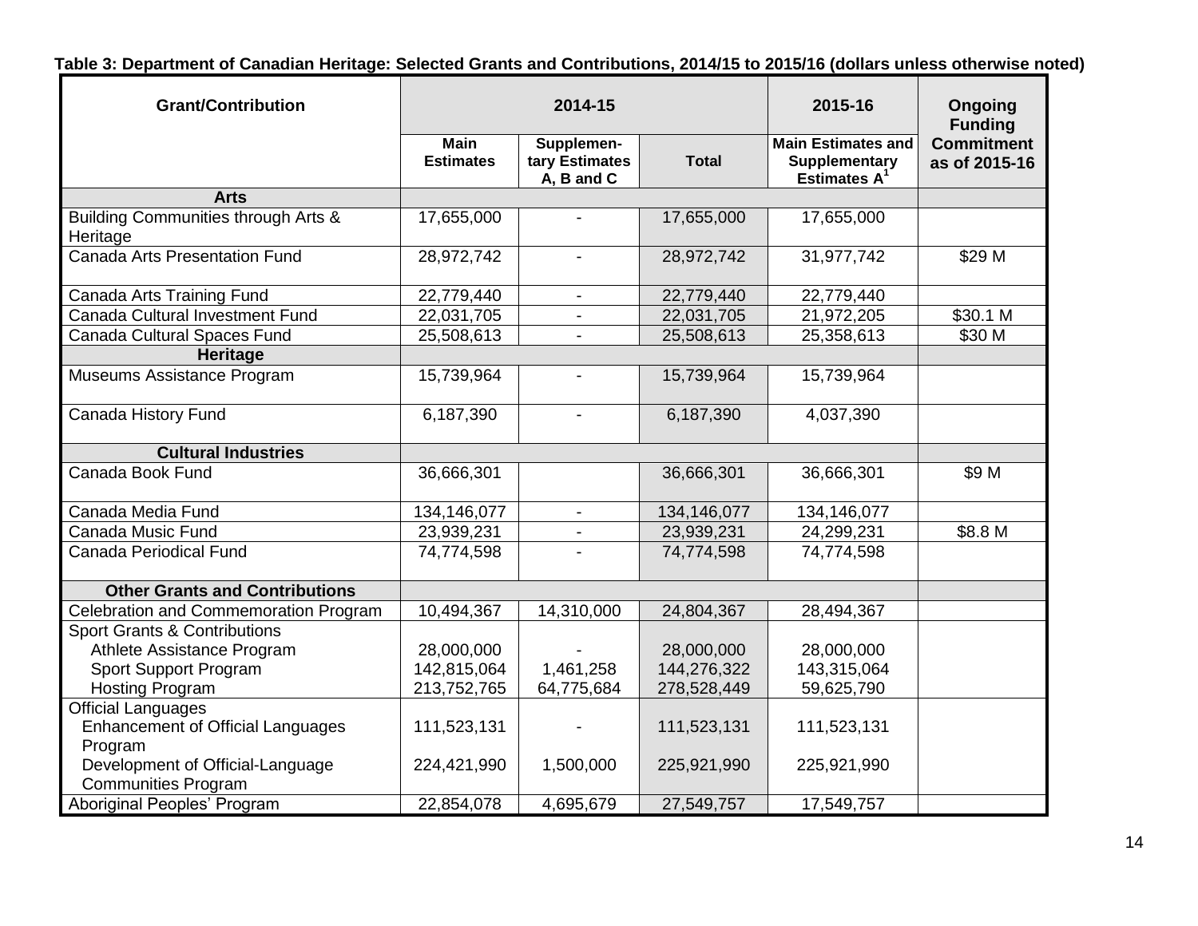**Table 3: Department of Canadian Heritage: Selected Grants and Contributions, 2014/15 to 2015/16 (dollars unless otherwise noted)**

| Grant/Contribution | 2014-15 | | | 2015-16 | Ongoing Funding Commitment as of 2015-16 |
|---|---|---|---|---|---|
| | Main Estimates | Supplementary Estimates A, B and C | Total | Main Estimates and Supplementary Estimates A[1] | |
| **Arts** | | | | | |
| Building Communities through Arts & Heritage | 17,655,000 | - | 17,655,000 | 17,655,000 | |
| Canada Arts Presentation Fund | 28,972,742 | - | 28,972,742 | 31,977,742 | $29 M |
| Canada Arts Training Fund | 22,779,440 | - | 22,779,440 | 22,779,440 | |
| Canada Cultural Investment Fund | 22,031,705 | - | 22,031,705 | 21,972,205 | $30.1 M |
| Canada Cultural Spaces Fund | 25,508,613 | - | 25,508,613 | 25,358,613 | $30 M |
| **Heritage** | | | | | |
| Museums Assistance Program | 15,739,964 | - | 15,739,964 | 15,739,964 | |
| Canada History Fund | 6,187,390 | - | 6,187,390 | 4,037,390 | |
| **Cultural Industries** | | | | | |
| Canada Book Fund | 36,666,301 | | 36,666,301 | 36,666,301 | $9 M |
| Canada Media Fund | 134,146,077 | - | 134,146,077 | 134,146,077 | |
| Canada Music Fund | 23,939,231 | - | 23,939,231 | 24,299,231 | $8.8 M |
| Canada Periodical Fund | 74,774,598 | - | 74,774,598 | 74,774,598 | |
| **Other Grants and Contributions** | | | | | |
| Celebration and Commemoration Program | 10,494,367 | 14,310,000 | 24,804,367 | 28,494,367 | |
| Sport Grants & Contributions | | | | | |
| Athlete Assistance Program | 28,000,000 | - | 28,000,000 | 28,000,000 | |
| Sport Support Program | 142,815,064 | 1,461,258 | 144,276,322 | 143,315,064 | |
| Hosting Program | 213,752,765 | 64,775,684 | 278,528,449 | 59,625,790 | |
| Official Languages | | | | | |
| Enhancement of Official Languages Program | 111,523,131 | - | 111,523,131 | 111,523,131 | |
| Development of Official-Language Communities Program | 224,421,990 | 1,500,000 | 225,921,990 | 225,921,990 | |
| Aboriginal Peoples' Program | 22,854,078 | 4,695,679 | 27,549,757 | 17,549,757 | |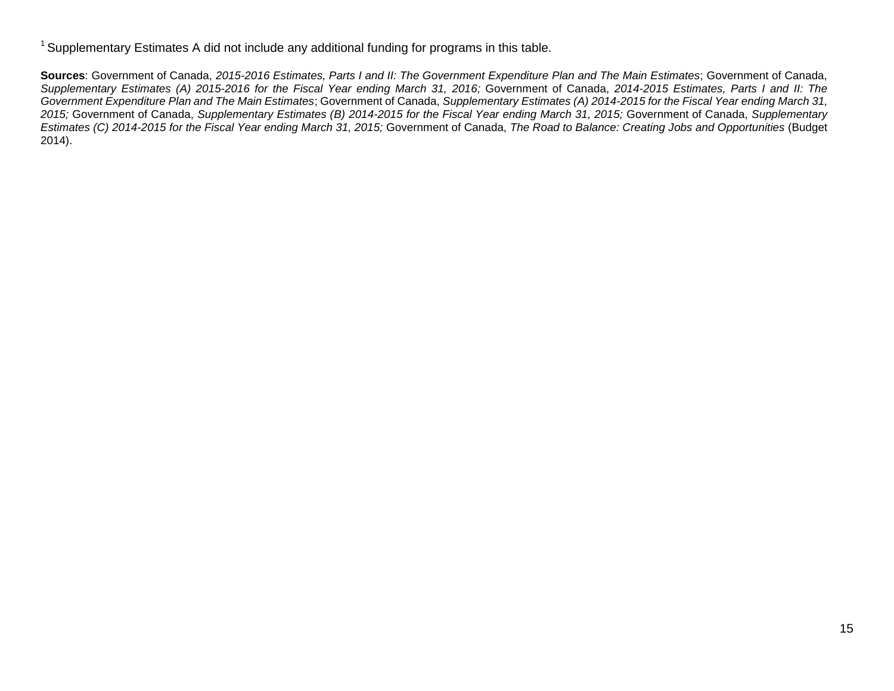[1] Supplementary Estimates A did not include any additional funding for programs in this table.

**Sources**: Government of Canada, *2015-2016 Estimates, Parts I and II: The Government Expenditure Plan and The Main Estimates*; Government of Canada, *Supplementary Estimates (A) 2015-2016 for the Fiscal Year ending March 31, 2016;* Government of Canada, *2014-2015 Estimates, Parts I and II: The Government Expenditure Plan and The Main Estimates*; Government of Canada, *Supplementary Estimates (A) 2014-2015 for the Fiscal Year ending March 31, 2015;* Government of Canada, *Supplementary Estimates (B) 2014-2015 for the Fiscal Year ending March 31, 2015;* Government of Canada, *Supplementary Estimates (C) 2014-2015 for the Fiscal Year ending March 31, 2015;* Government of Canada, *The Road to Balance: Creating Jobs and Opportunities* (Budget 2014).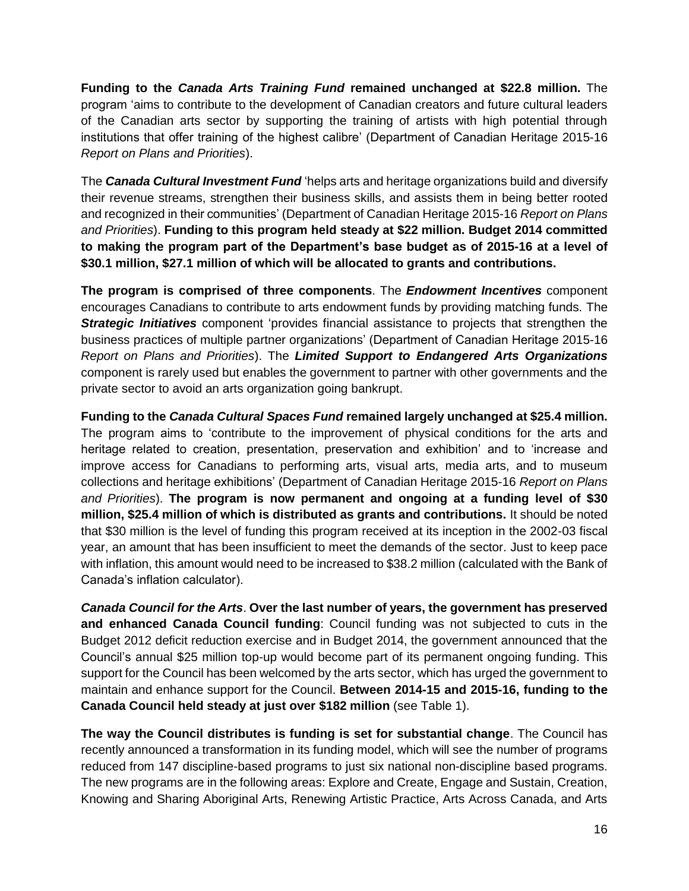**Funding to the *Canada Arts Training Fund* remained unchanged at $22.8 million.** The program 'aims to contribute to the development of Canadian creators and future cultural leaders of the Canadian arts sector by supporting the training of artists with high potential through institutions that offer training of the highest calibre' (Department of Canadian Heritage 2015-16 *Report on Plans and Priorities*).

The ***Canada Cultural Investment Fund*** 'helps arts and heritage organizations build and diversify their revenue streams, strengthen their business skills, and assists them in being better rooted and recognized in their communities' (Department of Canadian Heritage 2015-16 *Report on Plans and Priorities*). **Funding to this program held steady at $22 million. Budget 2014 committed to making the program part of the Department's base budget as of 2015-16 at a level of $30.1 million, $27.1 million of which will be allocated to grants and contributions.**

**The program is comprised of three components**. The ***Endowment Incentives*** component encourages Canadians to contribute to arts endowment funds by providing matching funds. The ***Strategic Initiatives*** component 'provides financial assistance to projects that strengthen the business practices of multiple partner organizations' (Department of Canadian Heritage 2015-16 *Report on Plans and Priorities*). The ***Limited Support to Endangered Arts Organizations*** component is rarely used but enables the government to partner with other governments and the private sector to avoid an arts organization going bankrupt.

**Funding to the *Canada Cultural Spaces Fund* remained largely unchanged at $25.4 million.** The program aims to 'contribute to the improvement of physical conditions for the arts and heritage related to creation, presentation, preservation and exhibition' and to 'increase and improve access for Canadians to performing arts, visual arts, media arts, and to museum collections and heritage exhibitions' (Department of Canadian Heritage 2015-16 *Report on Plans and Priorities*). **The program is now permanent and ongoing at a funding level of $30 million, $25.4 million of which is distributed as grants and contributions.** It should be noted that $30 million is the level of funding this program received at its inception in the 2002-03 fiscal year, an amount that has been insufficient to meet the demands of the sector. Just to keep pace with inflation, this amount would need to be increased to $38.2 million (calculated with the Bank of Canada's inflation calculator).

***Canada Council for the Arts***. **Over the last number of years, the government has preserved and enhanced Canada Council funding**: Council funding was not subjected to cuts in the Budget 2012 deficit reduction exercise and in Budget 2014, the government announced that the Council's annual $25 million top-up would become part of its permanent ongoing funding. This support for the Council has been welcomed by the arts sector, which has urged the government to maintain and enhance support for the Council. **Between 2014-15 and 2015-16, funding to the Canada Council held steady at just over $182 million** (see Table 1).

**The way the Council distributes is funding is set for substantial change**. The Council has recently announced a transformation in its funding model, which will see the number of programs reduced from 147 discipline-based programs to just six national non-discipline based programs. The new programs are in the following areas: Explore and Create, Engage and Sustain, Creation, Knowing and Sharing Aboriginal Arts, Renewing Artistic Practice, Arts Across Canada, and Arts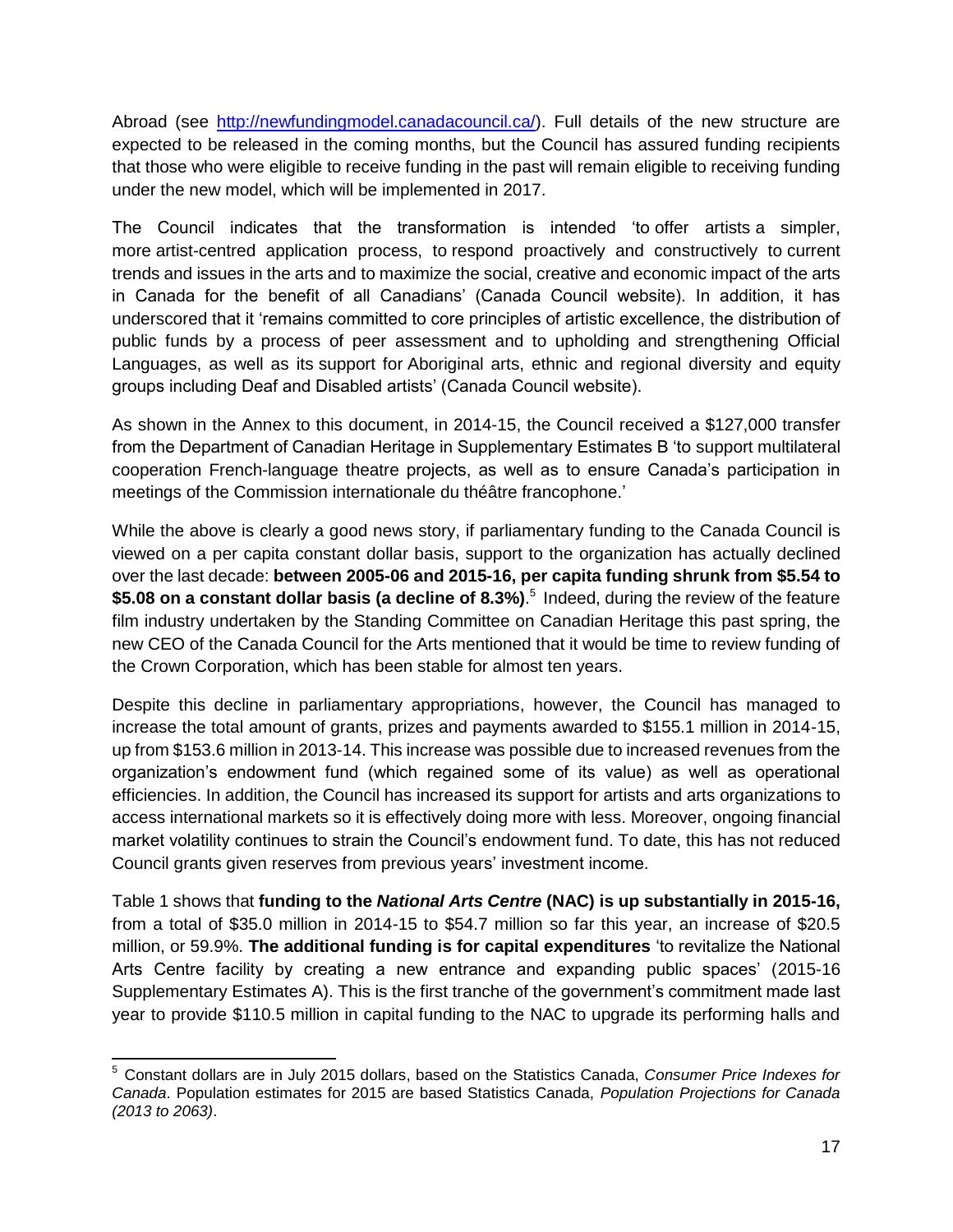Abroad (see http://newfundingmodel.canadacouncil.ca/). Full details of the new structure are expected to be released in the coming months, but the Council has assured funding recipients that those who were eligible to receive funding in the past will remain eligible to receiving funding under the new model, which will be implemented in 2017.

The Council indicates that the transformation is intended 'to offer artists a simpler, more artist-centred application process, to respond proactively and constructively to current trends and issues in the arts and to maximize the social, creative and economic impact of the arts in Canada for the benefit of all Canadians' (Canada Council website). In addition, it has underscored that it 'remains committed to core principles of artistic excellence, the distribution of public funds by a process of peer assessment and to upholding and strengthening Official Languages, as well as its support for Aboriginal arts, ethnic and regional diversity and equity groups including Deaf and Disabled artists' (Canada Council website).

As shown in the Annex to this document, in 2014-15, the Council received a $127,000 transfer from the Department of Canadian Heritage in Supplementary Estimates B 'to support multilateral cooperation French-language theatre projects, as well as to ensure Canada's participation in meetings of the Commission internationale du théâtre francophone.'

While the above is clearly a good news story, if parliamentary funding to the Canada Council is viewed on a per capita constant dollar basis, support to the organization has actually declined over the last decade: **between 2005-06 and 2015-16, per capita funding shrunk from $5.54 to $5.08 on a constant dollar basis (a decline of 8.3%)**.[5] Indeed, during the review of the feature film industry undertaken by the Standing Committee on Canadian Heritage this past spring, the new CEO of the Canada Council for the Arts mentioned that it would be time to review funding of the Crown Corporation, which has been stable for almost ten years.

Despite this decline in parliamentary appropriations, however, the Council has managed to increase the total amount of grants, prizes and payments awarded to $155.1 million in 2014-15, up from $153.6 million in 2013-14. This increase was possible due to increased revenues from the organization's endowment fund (which regained some of its value) as well as operational efficiencies. In addition, the Council has increased its support for artists and arts organizations to access international markets so it is effectively doing more with less. Moreover, ongoing financial market volatility continues to strain the Council's endowment fund. To date, this has not reduced Council grants given reserves from previous years' investment income.

Table 1 shows that **funding to the *National Arts Centre* (NAC) is up substantially in 2015-16,** from a total of $35.0 million in 2014-15 to $54.7 million so far this year, an increase of $20.5 million, or 59.9%. **The additional funding is for capital expenditures** 'to revitalize the National Arts Centre facility by creating a new entrance and expanding public spaces' (2015-16 Supplementary Estimates A). This is the first tranche of the government's commitment made last year to provide $110.5 million in capital funding to the NAC to upgrade its performing halls and

---

[5] Constant dollars are in July 2015 dollars, based on the Statistics Canada, *Consumer Price Indexes for Canada*. Population estimates for 2015 are based Statistics Canada, *Population Projections for Canada (2013 to 2063)*.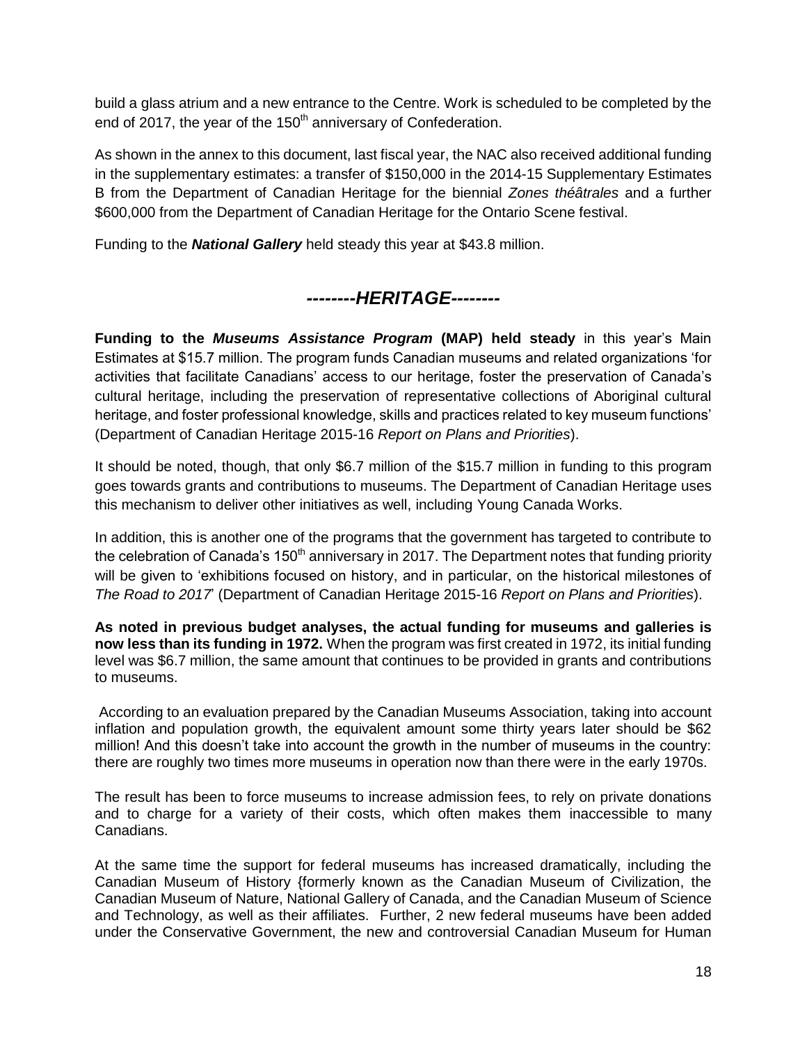build a glass atrium and a new entrance to the Centre. Work is scheduled to be completed by the end of 2017, the year of the 150th anniversary of Confederation.

As shown in the annex to this document, last fiscal year, the NAC also received additional funding in the supplementary estimates: a transfer of $150,000 in the 2014-15 Supplementary Estimates B from the Department of Canadian Heritage for the biennial *Zones théâtrales* and a further $600,000 from the Department of Canadian Heritage for the Ontario Scene festival.

Funding to the ***National Gallery*** held steady this year at $43.8 million.

## *--------HERITAGE--------*

**Funding to the *Museums Assistance Program* (MAP) held steady** in this year's Main Estimates at $15.7 million. The program funds Canadian museums and related organizations 'for activities that facilitate Canadians' access to our heritage, foster the preservation of Canada's cultural heritage, including the preservation of representative collections of Aboriginal cultural heritage, and foster professional knowledge, skills and practices related to key museum functions' (Department of Canadian Heritage 2015-16 *Report on Plans and Priorities*).

It should be noted, though, that only $6.7 million of the $15.7 million in funding to this program goes towards grants and contributions to museums. The Department of Canadian Heritage uses this mechanism to deliver other initiatives as well, including Young Canada Works.

In addition, this is another one of the programs that the government has targeted to contribute to the celebration of Canada's 150th anniversary in 2017. The Department notes that funding priority will be given to 'exhibitions focused on history, and in particular, on the historical milestones of *The Road to 2017*' (Department of Canadian Heritage 2015-16 *Report on Plans and Priorities*).

**As noted in previous budget analyses, the actual funding for museums and galleries is now less than its funding in 1972.** When the program was first created in 1972, its initial funding level was $6.7 million, the same amount that continues to be provided in grants and contributions to museums.

According to an evaluation prepared by the Canadian Museums Association, taking into account inflation and population growth, the equivalent amount some thirty years later should be $62 million! And this doesn't take into account the growth in the number of museums in the country: there are roughly two times more museums in operation now than there were in the early 1970s.

The result has been to force museums to increase admission fees, to rely on private donations and to charge for a variety of their costs, which often makes them inaccessible to many Canadians.

At the same time the support for federal museums has increased dramatically, including the Canadian Museum of History {formerly known as the Canadian Museum of Civilization, the Canadian Museum of Nature, National Gallery of Canada, and the Canadian Museum of Science and Technology, as well as their affiliates. Further, 2 new federal museums have been added under the Conservative Government, the new and controversial Canadian Museum for Human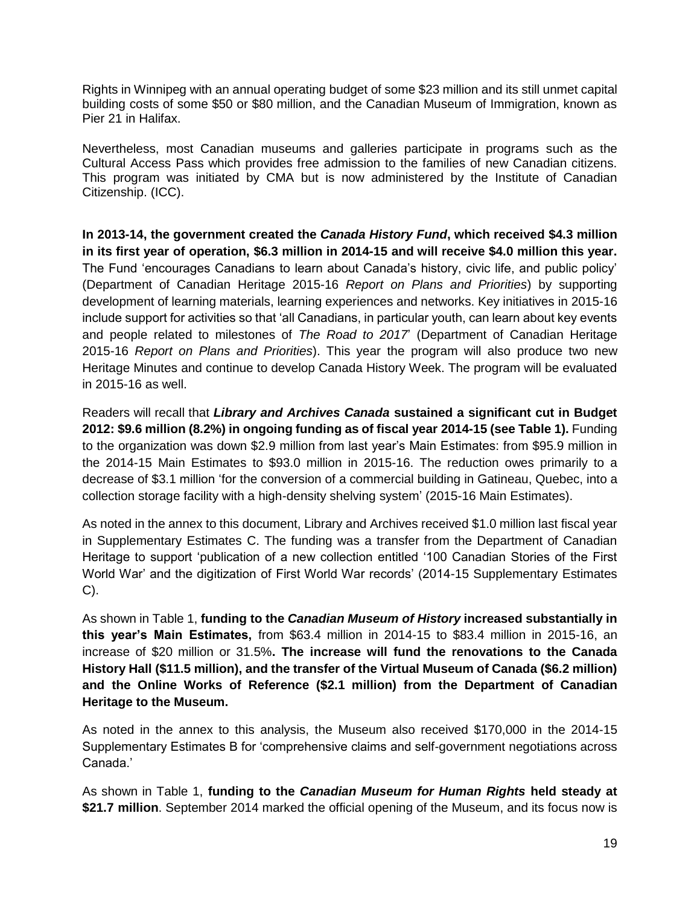Rights in Winnipeg with an annual operating budget of some $23 million and its still unmet capital building costs of some $50 or $80 million, and the Canadian Museum of Immigration, known as Pier 21 in Halifax.

Nevertheless, most Canadian museums and galleries participate in programs such as the Cultural Access Pass which provides free admission to the families of new Canadian citizens. This program was initiated by CMA but is now administered by the Institute of Canadian Citizenship. (ICC).

**In 2013-14, the government created the *Canada History Fund*, which received $4.3 million in its first year of operation, $6.3 million in 2014-15 and will receive $4.0 million this year.** The Fund 'encourages Canadians to learn about Canada's history, civic life, and public policy' (Department of Canadian Heritage 2015-16 *Report on Plans and Priorities*) by supporting development of learning materials, learning experiences and networks. Key initiatives in 2015-16 include support for activities so that 'all Canadians, in particular youth, can learn about key events and people related to milestones of *The Road to 2017*' (Department of Canadian Heritage 2015-16 *Report on Plans and Priorities*). This year the program will also produce two new Heritage Minutes and continue to develop Canada History Week. The program will be evaluated in 2015-16 as well.

Readers will recall that ***Library and Archives Canada* sustained a significant cut in Budget 2012: $9.6 million (8.2%) in ongoing funding as of fiscal year 2014-15 (see Table 1).** Funding to the organization was down $2.9 million from last year's Main Estimates: from $95.9 million in the 2014-15 Main Estimates to $93.0 million in 2015-16. The reduction owes primarily to a decrease of $3.1 million 'for the conversion of a commercial building in Gatineau, Quebec, into a collection storage facility with a high-density shelving system' (2015-16 Main Estimates).

As noted in the annex to this document, Library and Archives received $1.0 million last fiscal year in Supplementary Estimates C. The funding was a transfer from the Department of Canadian Heritage to support 'publication of a new collection entitled '100 Canadian Stories of the First World War' and the digitization of First World War records' (2014-15 Supplementary Estimates C).

As shown in Table 1, **funding to the *Canadian Museum of History* increased substantially in this year's Main Estimates,** from $63.4 million in 2014-15 to $83.4 million in 2015-16, an increase of $20 million or 31.5%**. The increase will fund the renovations to the Canada History Hall ($11.5 million), and the transfer of the Virtual Museum of Canada ($6.2 million) and the Online Works of Reference ($2.1 million) from the Department of Canadian Heritage to the Museum.**

As noted in the annex to this analysis, the Museum also received $170,000 in the 2014-15 Supplementary Estimates B for 'comprehensive claims and self-government negotiations across Canada.'

As shown in Table 1, **funding to the *Canadian Museum for Human Rights* held steady at $21.7 million**. September 2014 marked the official opening of the Museum, and its focus now is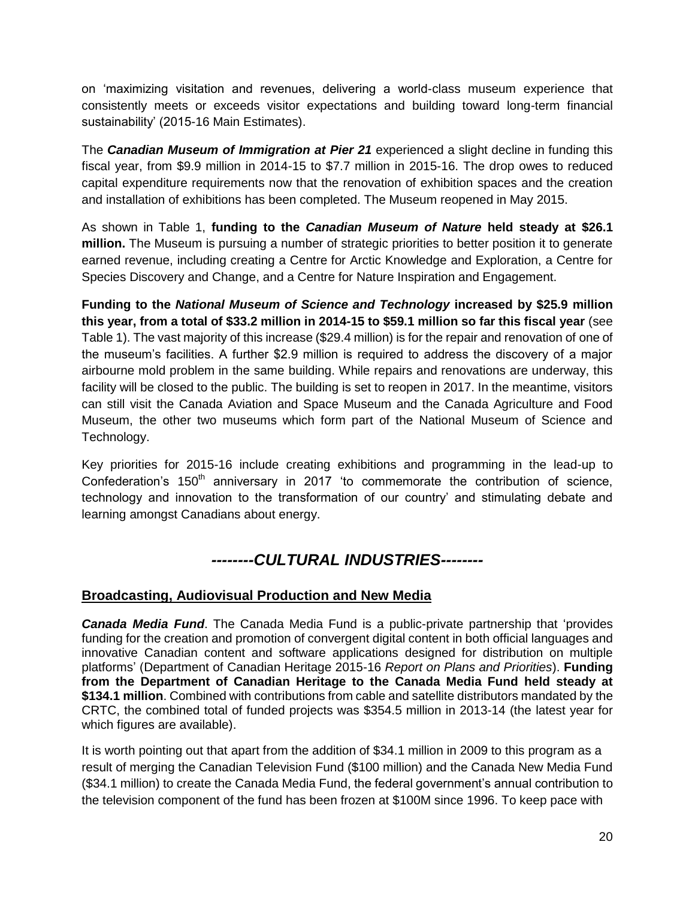on 'maximizing visitation and revenues, delivering a world-class museum experience that consistently meets or exceeds visitor expectations and building toward long-term financial sustainability' (2015-16 Main Estimates).

The ***Canadian Museum of Immigration at Pier 21*** experienced a slight decline in funding this fiscal year, from $9.9 million in 2014-15 to $7.7 million in 2015-16. The drop owes to reduced capital expenditure requirements now that the renovation of exhibition spaces and the creation and installation of exhibitions has been completed. The Museum reopened in May 2015.

As shown in Table 1, **funding to the *Canadian Museum of Nature* held steady at $26.1 million.** The Museum is pursuing a number of strategic priorities to better position it to generate earned revenue, including creating a Centre for Arctic Knowledge and Exploration, a Centre for Species Discovery and Change, and a Centre for Nature Inspiration and Engagement.

**Funding to the *National Museum of Science and Technology* increased by $25.9 million this year, from a total of $33.2 million in 2014-15 to $59.1 million so far this fiscal year** (see Table 1). The vast majority of this increase ($29.4 million) is for the repair and renovation of one of the museum's facilities. A further $2.9 million is required to address the discovery of a major airbourne mold problem in the same building. While repairs and renovations are underway, this facility will be closed to the public. The building is set to reopen in 2017. In the meantime, visitors can still visit the Canada Aviation and Space Museum and the Canada Agriculture and Food Museum, the other two museums which form part of the National Museum of Science and Technology.

Key priorities for 2015-16 include creating exhibitions and programming in the lead-up to Confederation's 150th anniversary in 2017 'to commemorate the contribution of science, technology and innovation to the transformation of our country' and stimulating debate and learning amongst Canadians about energy.

## *--------CULTURAL INDUSTRIES--------*

### Broadcasting, Audiovisual Production and New Media

***Canada Media Fund***. The Canada Media Fund is a public-private partnership that 'provides funding for the creation and promotion of convergent digital content in both official languages and innovative Canadian content and software applications designed for distribution on multiple platforms' (Department of Canadian Heritage 2015-16 *Report on Plans and Priorities*). **Funding from the Department of Canadian Heritage to the Canada Media Fund held steady at $134.1 million**. Combined with contributions from cable and satellite distributors mandated by the CRTC, the combined total of funded projects was $354.5 million in 2013-14 (the latest year for which figures are available).

It is worth pointing out that apart from the addition of $34.1 million in 2009 to this program as a result of merging the Canadian Television Fund ($100 million) and the Canada New Media Fund ($34.1 million) to create the Canada Media Fund, the federal government's annual contribution to the television component of the fund has been frozen at $100M since 1996. To keep pace with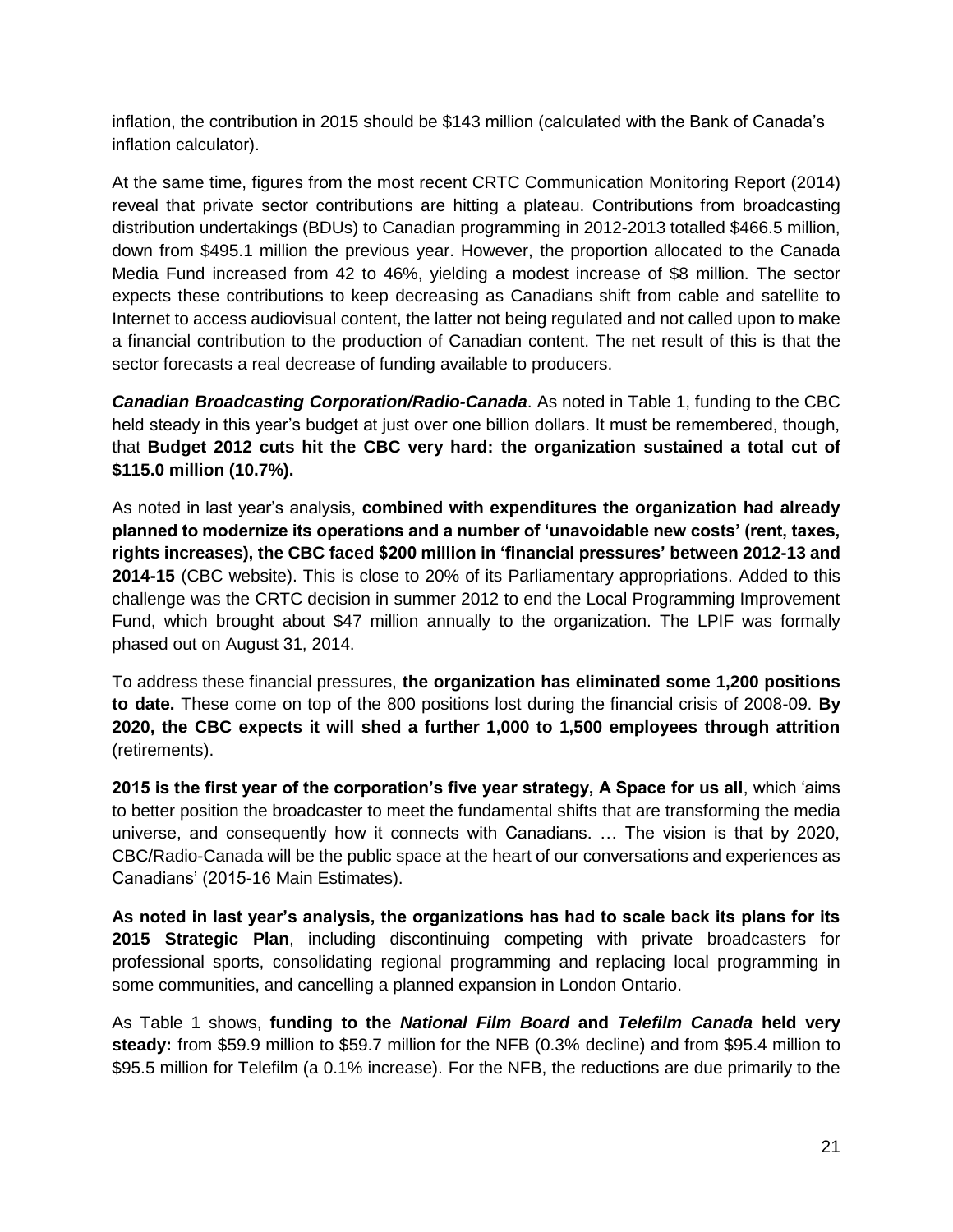inflation, the contribution in 2015 should be $143 million (calculated with the Bank of Canada's inflation calculator).

At the same time, figures from the most recent CRTC Communication Monitoring Report (2014) reveal that private sector contributions are hitting a plateau. Contributions from broadcasting distribution undertakings (BDUs) to Canadian programming in 2012-2013 totalled $466.5 million, down from $495.1 million the previous year. However, the proportion allocated to the Canada Media Fund increased from 42 to 46%, yielding a modest increase of $8 million. The sector expects these contributions to keep decreasing as Canadians shift from cable and satellite to Internet to access audiovisual content, the latter not being regulated and not called upon to make a financial contribution to the production of Canadian content. The net result of this is that the sector forecasts a real decrease of funding available to producers.

***Canadian Broadcasting Corporation/Radio-Canada***. As noted in Table 1, funding to the CBC held steady in this year's budget at just over one billion dollars. It must be remembered, though, that **Budget 2012 cuts hit the CBC very hard: the organization sustained a total cut of $115.0 million (10.7%).**

As noted in last year's analysis, **combined with expenditures the organization had already planned to modernize its operations and a number of 'unavoidable new costs' (rent, taxes, rights increases), the CBC faced $200 million in 'financial pressures' between 2012-13 and 2014-15** (CBC website). This is close to 20% of its Parliamentary appropriations. Added to this challenge was the CRTC decision in summer 2012 to end the Local Programming Improvement Fund, which brought about $47 million annually to the organization. The LPIF was formally phased out on August 31, 2014.

To address these financial pressures, **the organization has eliminated some 1,200 positions to date.** These come on top of the 800 positions lost during the financial crisis of 2008-09. **By 2020, the CBC expects it will shed a further 1,000 to 1,500 employees through attrition** (retirements).

**2015 is the first year of the corporation's five year strategy, A Space for us all**, which 'aims to better position the broadcaster to meet the fundamental shifts that are transforming the media universe, and consequently how it connects with Canadians. … The vision is that by 2020, CBC/Radio-Canada will be the public space at the heart of our conversations and experiences as Canadians' (2015-16 Main Estimates).

**As noted in last year's analysis, the organizations has had to scale back its plans for its 2015 Strategic Plan**, including discontinuing competing with private broadcasters for professional sports, consolidating regional programming and replacing local programming in some communities, and cancelling a planned expansion in London Ontario.

As Table 1 shows, **funding to the *National Film Board* and *Telefilm Canada* held very steady:** from $59.9 million to $59.7 million for the NFB (0.3% decline) and from $95.4 million to $95.5 million for Telefilm (a 0.1% increase). For the NFB, the reductions are due primarily to the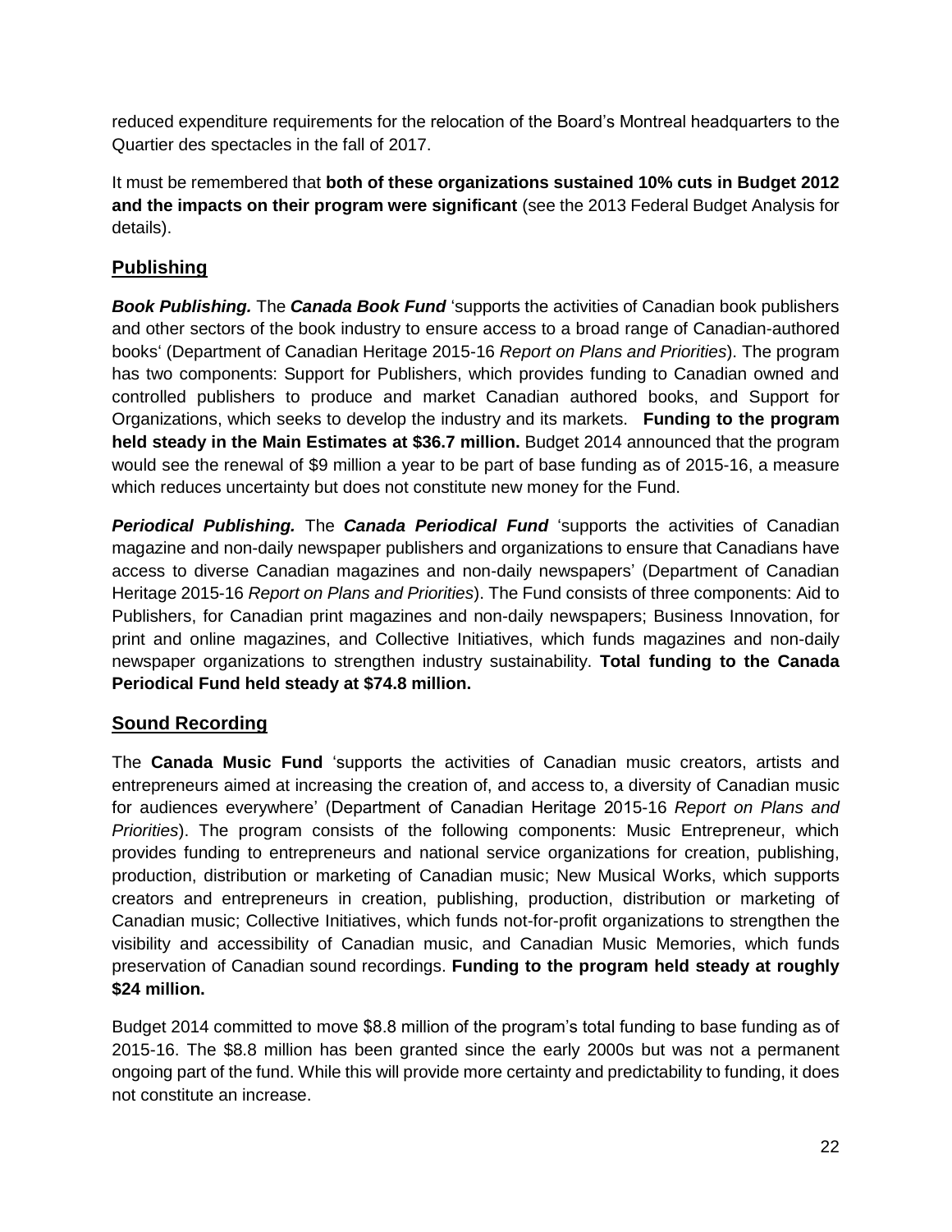reduced expenditure requirements for the relocation of the Board's Montreal headquarters to the Quartier des spectacles in the fall of 2017.

It must be remembered that **both of these organizations sustained 10% cuts in Budget 2012 and the impacts on their program were significant** (see the 2013 Federal Budget Analysis for details).

## Publishing

***Book Publishing.*** The ***Canada Book Fund*** 'supports the activities of Canadian book publishers and other sectors of the book industry to ensure access to a broad range of Canadian-authored books' (Department of Canadian Heritage 2015-16 *Report on Plans and Priorities*). The program has two components: Support for Publishers, which provides funding to Canadian owned and controlled publishers to produce and market Canadian authored books, and Support for Organizations, which seeks to develop the industry and its markets. **Funding to the program held steady in the Main Estimates at $36.7 million.** Budget 2014 announced that the program would see the renewal of $9 million a year to be part of base funding as of 2015-16, a measure which reduces uncertainty but does not constitute new money for the Fund.

***Periodical Publishing.*** The ***Canada Periodical Fund*** 'supports the activities of Canadian magazine and non-daily newspaper publishers and organizations to ensure that Canadians have access to diverse Canadian magazines and non-daily newspapers' (Department of Canadian Heritage 2015-16 *Report on Plans and Priorities*). The Fund consists of three components: Aid to Publishers, for Canadian print magazines and non-daily newspapers; Business Innovation, for print and online magazines, and Collective Initiatives, which funds magazines and non-daily newspaper organizations to strengthen industry sustainability. **Total funding to the Canada Periodical Fund held steady at $74.8 million.**

## Sound Recording

The **Canada Music Fund** 'supports the activities of Canadian music creators, artists and entrepreneurs aimed at increasing the creation of, and access to, a diversity of Canadian music for audiences everywhere' (Department of Canadian Heritage 2015-16 *Report on Plans and Priorities*). The program consists of the following components: Music Entrepreneur, which provides funding to entrepreneurs and national service organizations for creation, publishing, production, distribution or marketing of Canadian music; New Musical Works, which supports creators and entrepreneurs in creation, publishing, production, distribution or marketing of Canadian music; Collective Initiatives, which funds not-for-profit organizations to strengthen the visibility and accessibility of Canadian music, and Canadian Music Memories, which funds preservation of Canadian sound recordings. **Funding to the program held steady at roughly $24 million.**

Budget 2014 committed to move $8.8 million of the program's total funding to base funding as of 2015-16. The $8.8 million has been granted since the early 2000s but was not a permanent ongoing part of the fund. While this will provide more certainty and predictability to funding, it does not constitute an increase.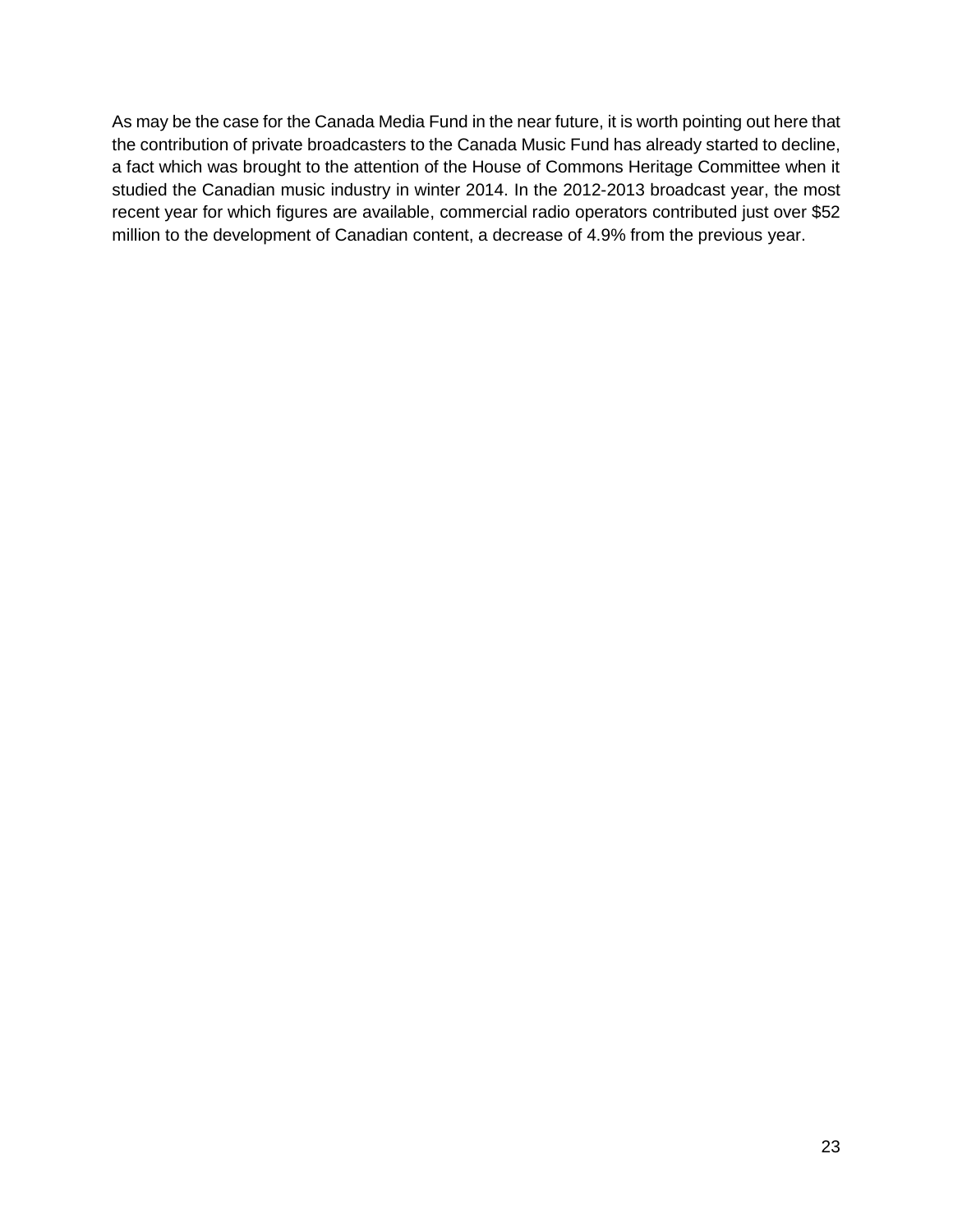As may be the case for the Canada Media Fund in the near future, it is worth pointing out here that the contribution of private broadcasters to the Canada Music Fund has already started to decline, a fact which was brought to the attention of the House of Commons Heritage Committee when it studied the Canadian music industry in winter 2014. In the 2012-2013 broadcast year, the most recent year for which figures are available, commercial radio operators contributed just over $52 million to the development of Canadian content, a decrease of 4.9% from the previous year.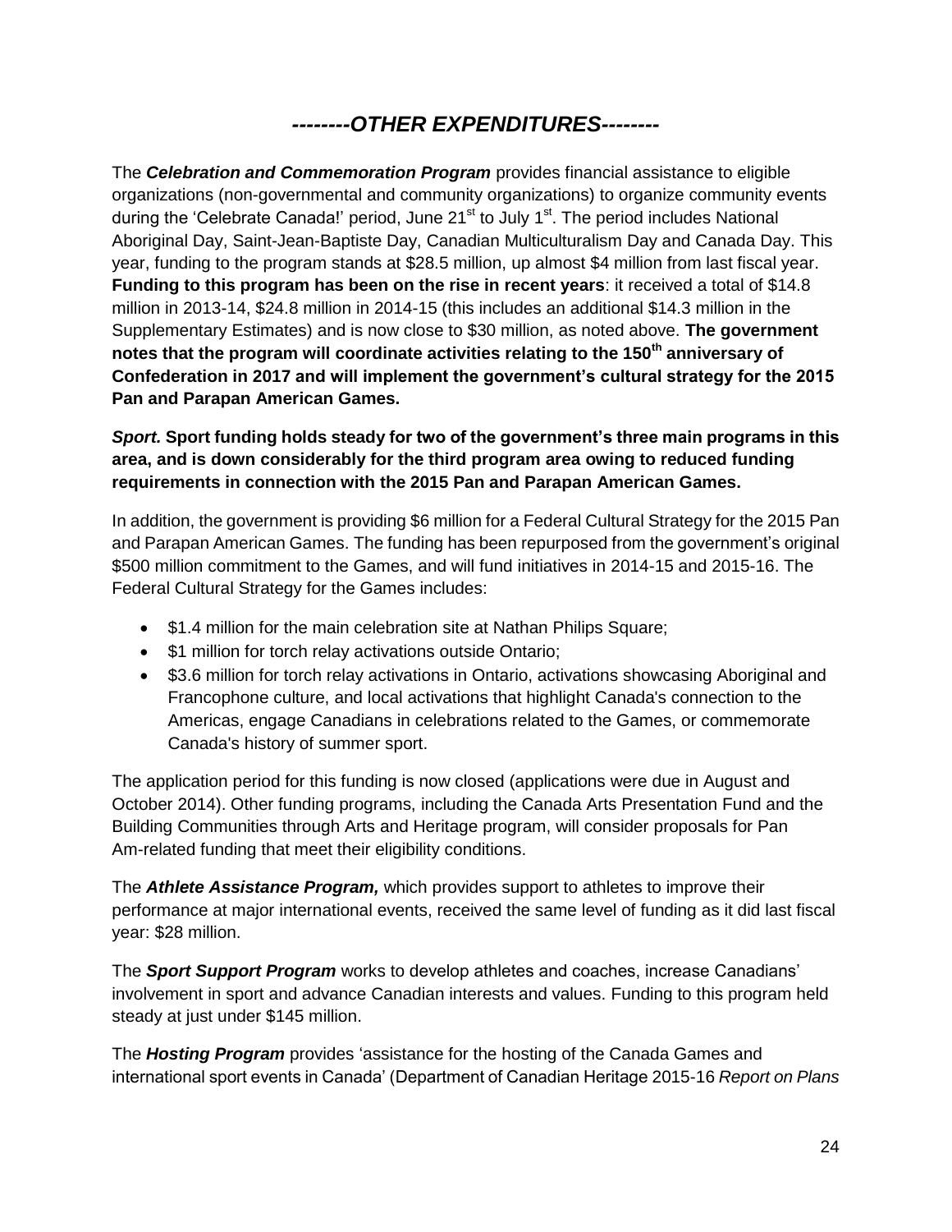## *--------OTHER EXPENDITURES--------*

The ***Celebration and Commemoration Program*** provides financial assistance to eligible organizations (non-governmental and community organizations) to organize community events during the 'Celebrate Canada!' period, June 21st to July 1st. The period includes National Aboriginal Day, Saint-Jean-Baptiste Day, Canadian Multiculturalism Day and Canada Day. This year, funding to the program stands at $28.5 million, up almost $4 million from last fiscal year. **Funding to this program has been on the rise in recent years**: it received a total of $14.8 million in 2013-14, $24.8 million in 2014-15 (this includes an additional $14.3 million in the Supplementary Estimates) and is now close to $30 million, as noted above. **The government notes that the program will coordinate activities relating to the 150th anniversary of Confederation in 2017 and will implement the government's cultural strategy for the 2015 Pan and Parapan American Games.**

***Sport.*** **Sport funding holds steady for two of the government's three main programs in this area, and is down considerably for the third program area owing to reduced funding requirements in connection with the 2015 Pan and Parapan American Games.**

In addition, the government is providing $6 million for a Federal Cultural Strategy for the 2015 Pan and Parapan American Games. The funding has been repurposed from the government's original $500 million commitment to the Games, and will fund initiatives in 2014-15 and 2015-16. The Federal Cultural Strategy for the Games includes:

- $1.4 million for the main celebration site at Nathan Philips Square;
- $1 million for torch relay activations outside Ontario;
- $3.6 million for torch relay activations in Ontario, activations showcasing Aboriginal and Francophone culture, and local activations that highlight Canada's connection to the Americas, engage Canadians in celebrations related to the Games, or commemorate Canada's history of summer sport.

The application period for this funding is now closed (applications were due in August and October 2014). Other funding programs, including the Canada Arts Presentation Fund and the Building Communities through Arts and Heritage program, will consider proposals for Pan Am-related funding that meet their eligibility conditions.

The ***Athlete Assistance Program,*** which provides support to athletes to improve their performance at major international events, received the same level of funding as it did last fiscal year: $28 million.

The ***Sport Support Program*** works to develop athletes and coaches, increase Canadians' involvement in sport and advance Canadian interests and values. Funding to this program held steady at just under $145 million.

The ***Hosting Program*** provides 'assistance for the hosting of the Canada Games and international sport events in Canada' (Department of Canadian Heritage 2015-16 *Report on Plans*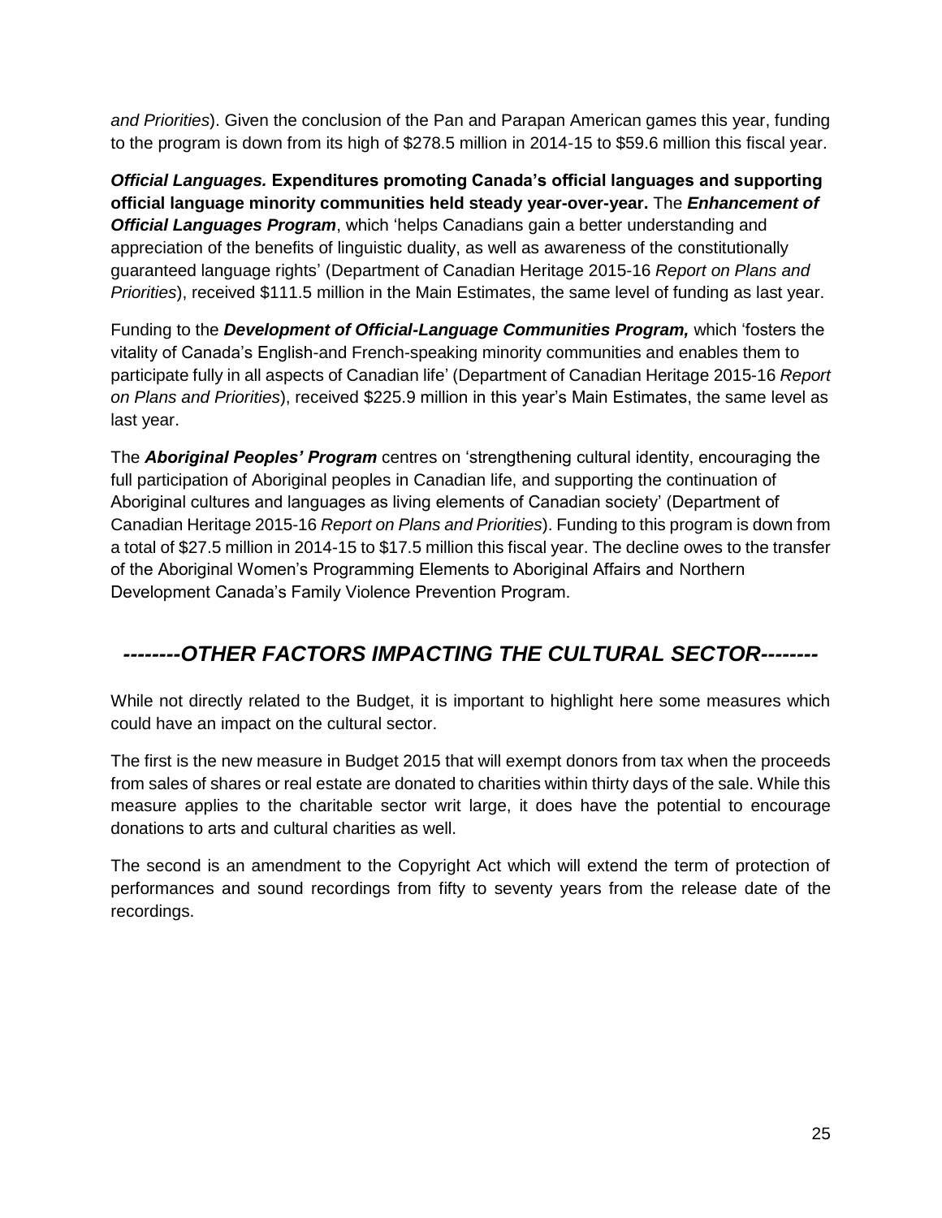*and Priorities*). Given the conclusion of the Pan and Parapan American games this year, funding to the program is down from its high of $278.5 million in 2014-15 to $59.6 million this fiscal year.

***Official Languages.*** **Expenditures promoting Canada's official languages and supporting official language minority communities held steady year-over-year.** The ***Enhancement of Official Languages Program***, which 'helps Canadians gain a better understanding and appreciation of the benefits of linguistic duality, as well as awareness of the constitutionally guaranteed language rights' (Department of Canadian Heritage 2015-16 *Report on Plans and Priorities*), received $111.5 million in the Main Estimates, the same level of funding as last year.

Funding to the ***Development of Official-Language Communities Program,*** which 'fosters the vitality of Canada's English-and French-speaking minority communities and enables them to participate fully in all aspects of Canadian life' (Department of Canadian Heritage 2015-16 *Report on Plans and Priorities*), received $225.9 million in this year's Main Estimates, the same level as last year.

The ***Aboriginal Peoples' Program*** centres on 'strengthening cultural identity, encouraging the full participation of Aboriginal peoples in Canadian life, and supporting the continuation of Aboriginal cultures and languages as living elements of Canadian society' (Department of Canadian Heritage 2015-16 *Report on Plans and Priorities*). Funding to this program is down from a total of $27.5 million in 2014-15 to $17.5 million this fiscal year. The decline owes to the transfer of the Aboriginal Women's Programming Elements to Aboriginal Affairs and Northern Development Canada's Family Violence Prevention Program.

## *--------OTHER FACTORS IMPACTING THE CULTURAL SECTOR--------*

While not directly related to the Budget, it is important to highlight here some measures which could have an impact on the cultural sector.

The first is the new measure in Budget 2015 that will exempt donors from tax when the proceeds from sales of shares or real estate are donated to charities within thirty days of the sale. While this measure applies to the charitable sector writ large, it does have the potential to encourage donations to arts and cultural charities as well.

The second is an amendment to the Copyright Act which will extend the term of protection of performances and sound recordings from fifty to seventy years from the release date of the recordings.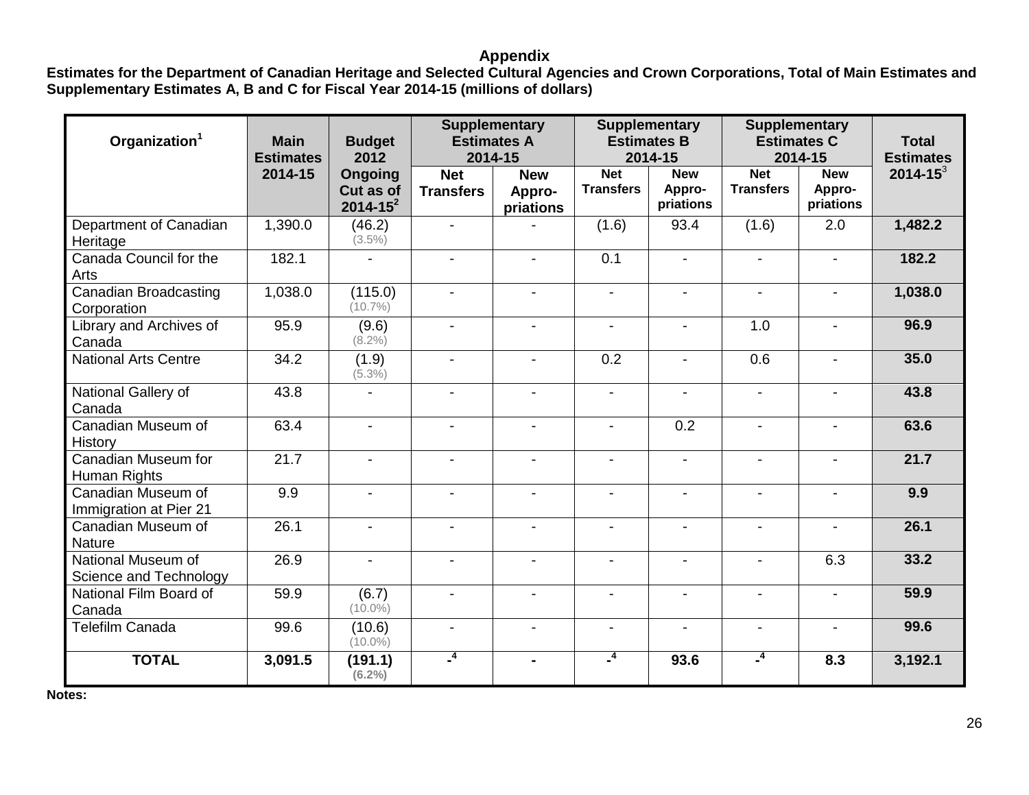# Appendix

**Estimates for the Department of Canadian Heritage and Selected Cultural Agencies and Crown Corporations, Total of Main Estimates and Supplementary Estimates A, B and C for Fiscal Year 2014-15 (millions of dollars)**

| Organization[1] | Main Estimates 2014-15 | Budget 2012 Ongoing Cut as of 2014-15[2] | Supplementary Estimates A 2014-15 | | Supplementary Estimates B 2014-15 | | Supplementary Estimates C 2014-15 | | Total Estimates 2014-15[3] |
|---|---|---|---|---|---|---|---|---|---|
| | | | Net Transfers | New Appro-priations | Net Transfers | New Appro-priations | Net Transfers | New Appro-priations | |
| Department of Canadian Heritage | 1,390.0 | (46.2) (3.5%) | - | - | (1.6) | 93.4 | (1.6) | 2.0 | **1,482.2** |
| Canada Council for the Arts | 182.1 | - | - | - | 0.1 | - | - | - | **182.2** |
| Canadian Broadcasting Corporation | 1,038.0 | (115.0) (10.7%) | - | - | - | - | - | - | **1,038.0** |
| Library and Archives of Canada | 95.9 | (9.6) (8.2%) | - | - | - | - | 1.0 | - | **96.9** |
| National Arts Centre | 34.2 | (1.9) (5.3%) | - | - | 0.2 | - | 0.6 | - | **35.0** |
| National Gallery of Canada | 43.8 | - | - | - | - | - | - | - | **43.8** |
| Canadian Museum of History | 63.4 | - | - | - | - | 0.2 | - | - | **63.6** |
| Canadian Museum for Human Rights | 21.7 | - | - | - | - | - | - | - | **21.7** |
| Canadian Museum of Immigration at Pier 21 | 9.9 | - | - | - | - | - | - | - | **9.9** |
| Canadian Museum of Nature | 26.1 | - | - | - | - | - | - | - | **26.1** |
| National Museum of Science and Technology | 26.9 | - | - | - | - | - | - | 6.3 | **33.2** |
| National Film Board of Canada | 59.9 | (6.7) (10.0%) | - | - | - | - | - | - | **59.9** |
| Telefilm Canada | 99.6 | (10.6) (10.0%) | - | - | - | - | - | - | **99.6** |
| **TOTAL** | **3,091.5** | **(191.1) (6.2%)** | **-[4]** | **-** | **-[4]** | **93.6** | **-[4]** | **8.3** | **3,192.1** |

**Notes:**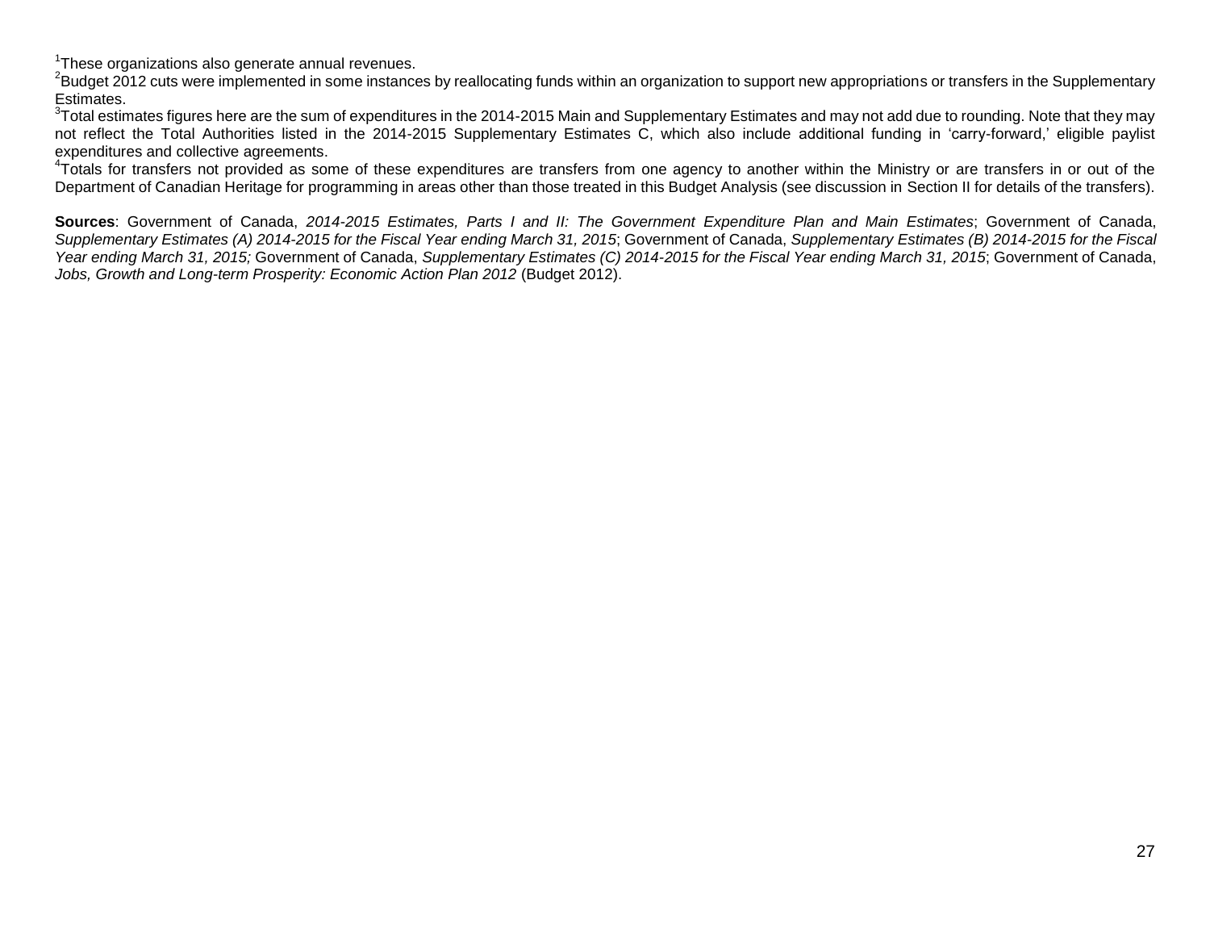[1]These organizations also generate annual revenues.

[2]Budget 2012 cuts were implemented in some instances by reallocating funds within an organization to support new appropriations or transfers in the Supplementary Estimates.

[3]Total estimates figures here are the sum of expenditures in the 2014-2015 Main and Supplementary Estimates and may not add due to rounding. Note that they may not reflect the Total Authorities listed in the 2014-2015 Supplementary Estimates C, which also include additional funding in 'carry-forward,' eligible paylist expenditures and collective agreements.

[4]Totals for transfers not provided as some of these expenditures are transfers from one agency to another within the Ministry or are transfers in or out of the Department of Canadian Heritage for programming in areas other than those treated in this Budget Analysis (see discussion in Section II for details of the transfers).

**Sources**: Government of Canada, *2014-2015 Estimates, Parts I and II: The Government Expenditure Plan and Main Estimates*; Government of Canada, *Supplementary Estimates (A) 2014-2015 for the Fiscal Year ending March 31, 2015*; Government of Canada, *Supplementary Estimates (B) 2014-2015 for the Fiscal Year ending March 31, 2015;* Government of Canada, *Supplementary Estimates (C) 2014-2015 for the Fiscal Year ending March 31, 2015*; Government of Canada, *Jobs, Growth and Long-term Prosperity: Economic Action Plan 2012* (Budget 2012).